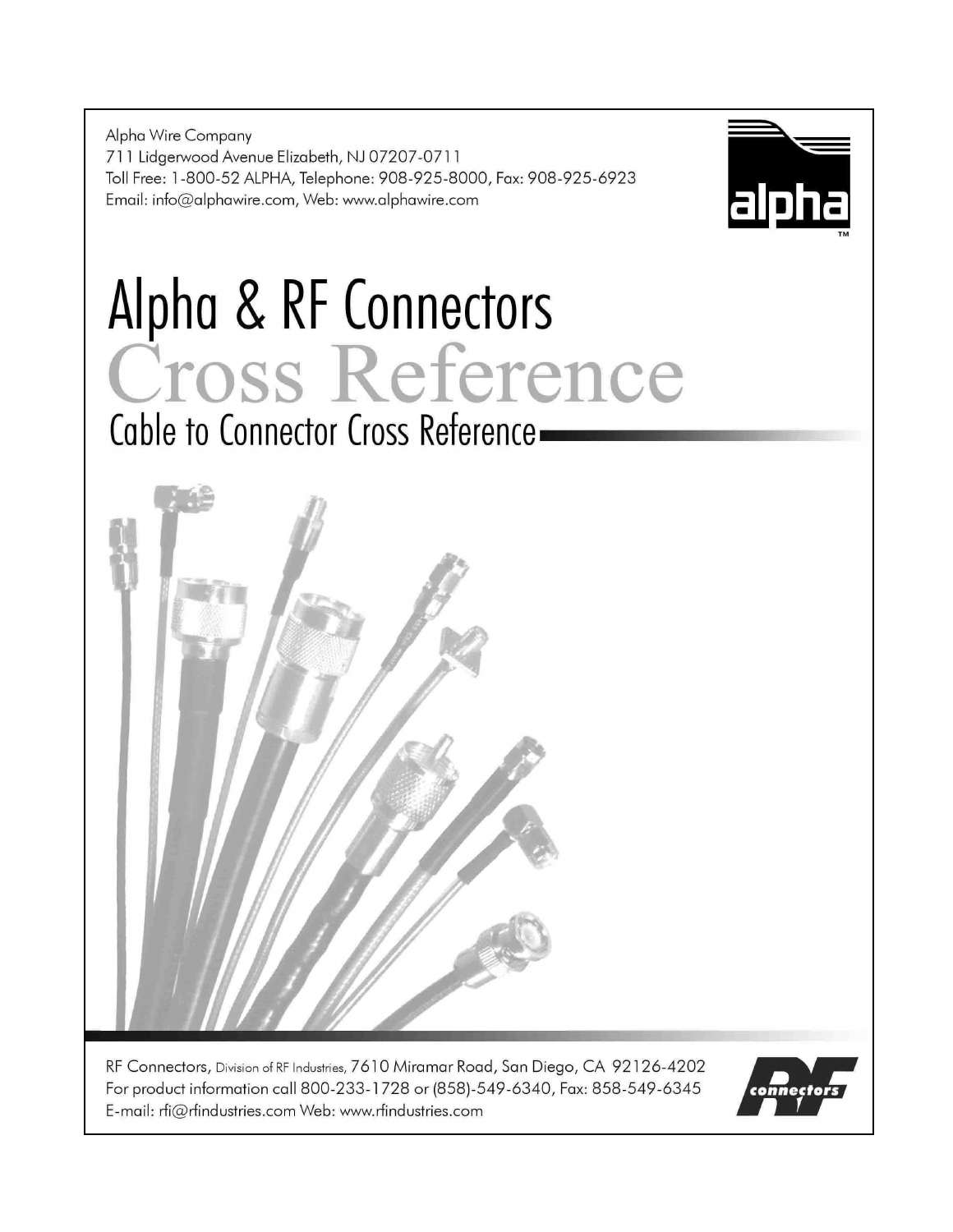Alpha Wire Company
711 Lidgerwood Avenue Elizabeth, NJ 07207-0711
Toll Free: 1-800-52 ALPHA, Telephone: 908-925-8000, Fax: 908-925-6923
Email: info@alphawire.com, Web: www.alphawire.com

alpha™

# Alpha & RF Connectors

# Cross Reference

## Cable to Connector Cross Reference

RF Connectors, Division of RF Industries, 7610 Miramar Road, San Diego, CA 92126-4202
For product information call 800-233-1728 or (858)-549-6340, Fax: 858-549-6345
E-mail: rfi@rfindustries.com Web: www.rfindustries.com

RF connectors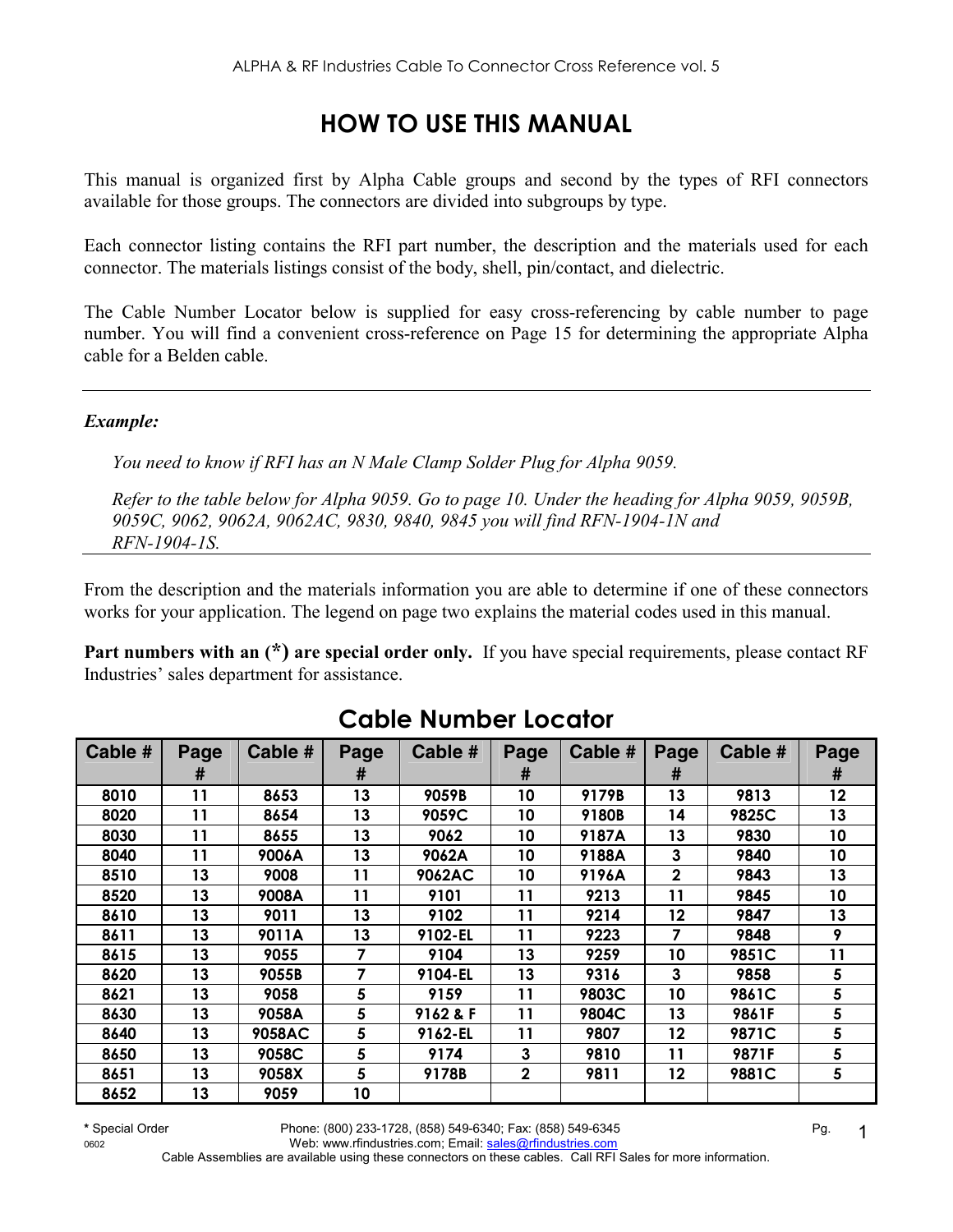# HOW TO USE THIS MANUAL

This manual is organized first by Alpha Cable groups and second by the types of RFI connectors available for those groups. The connectors are divided into subgroups by type.

Each connector listing contains the RFI part number, the description and the materials used for each connector. The materials listings consist of the body, shell, pin/contact, and dielectric.

The Cable Number Locator below is supplied for easy cross-referencing by cable number to page number. You will find a convenient cross-reference on Page 15 for determining the appropriate Alpha cable for a Belden cable.

---

***Example:***

*You need to know if RFI has an N Male Clamp Solder Plug for Alpha 9059.*

*Refer to the table below for Alpha 9059. Go to page 10. Under the heading for Alpha 9059, 9059B, 9059C, 9062, 9062A, 9062AC, 9830, 9840, 9845 you will find RFN-1904-1N and RFN-1904-1S.*

---

From the description and the materials information you are able to determine if one of these connectors works for your application. The legend on page two explains the material codes used in this manual.

**Part numbers with an (*) are special order only.** If you have special requirements, please contact RF Industries' sales department for assistance.

## Cable Number Locator

| Cable # | Page # | Cable # | Page # | Cable # | Page # | Cable # | Page # | Cable # | Page # |
|---|---|---|---|---|---|---|---|---|---|
| 8010 | 11 | 8653 | 13 | 9059B | 10 | 9179B | 13 | 9813 | 12 |
| 8020 | 11 | 8654 | 13 | 9059C | 10 | 9180B | 14 | 9825C | 13 |
| 8030 | 11 | 8655 | 13 | 9062 | 10 | 9187A | 13 | 9830 | 10 |
| 8040 | 11 | 9006A | 13 | 9062A | 10 | 9188A | 3 | 9840 | 10 |
| 8510 | 13 | 9008 | 11 | 9062AC | 10 | 9196A | 2 | 9843 | 13 |
| 8520 | 13 | 9008A | 11 | 9101 | 11 | 9213 | 11 | 9845 | 10 |
| 8610 | 13 | 9011 | 13 | 9102 | 11 | 9214 | 12 | 9847 | 13 |
| 8611 | 13 | 9011A | 13 | 9102-EL | 11 | 9223 | 7 | 9848 | 9 |
| 8615 | 13 | 9055 | 7 | 9104 | 13 | 9259 | 10 | 9851C | 11 |
| 8620 | 13 | 9055B | 7 | 9104-EL | 13 | 9316 | 3 | 9858 | 5 |
| 8621 | 13 | 9058 | 5 | 9159 | 11 | 9803C | 10 | 9861C | 5 |
| 8630 | 13 | 9058A | 5 | 9162 & F | 11 | 9804C | 13 | 9861F | 5 |
| 8640 | 13 | 9058AC | 5 | 9162-EL | 11 | 9807 | 12 | 9871C | 5 |
| 8650 | 13 | 9058C | 5 | 9174 | 3 | 9810 | 11 | 9871F | 5 |
| 8651 | 13 | 9058X | 5 | 9178B | 2 | 9811 | 12 | 9881C | 5 |
| 8652 | 13 | 9059 | 10 | | | | | | |

\* Special Order

Phone: (800) 233-1728, (858) 549-6340; Fax: (858) 549-6345
Web: www.rfindustries.com; Email: sales@rfindustries.com
Cable Assemblies are available using these connectors on these cables. Call RFI Sales for more information.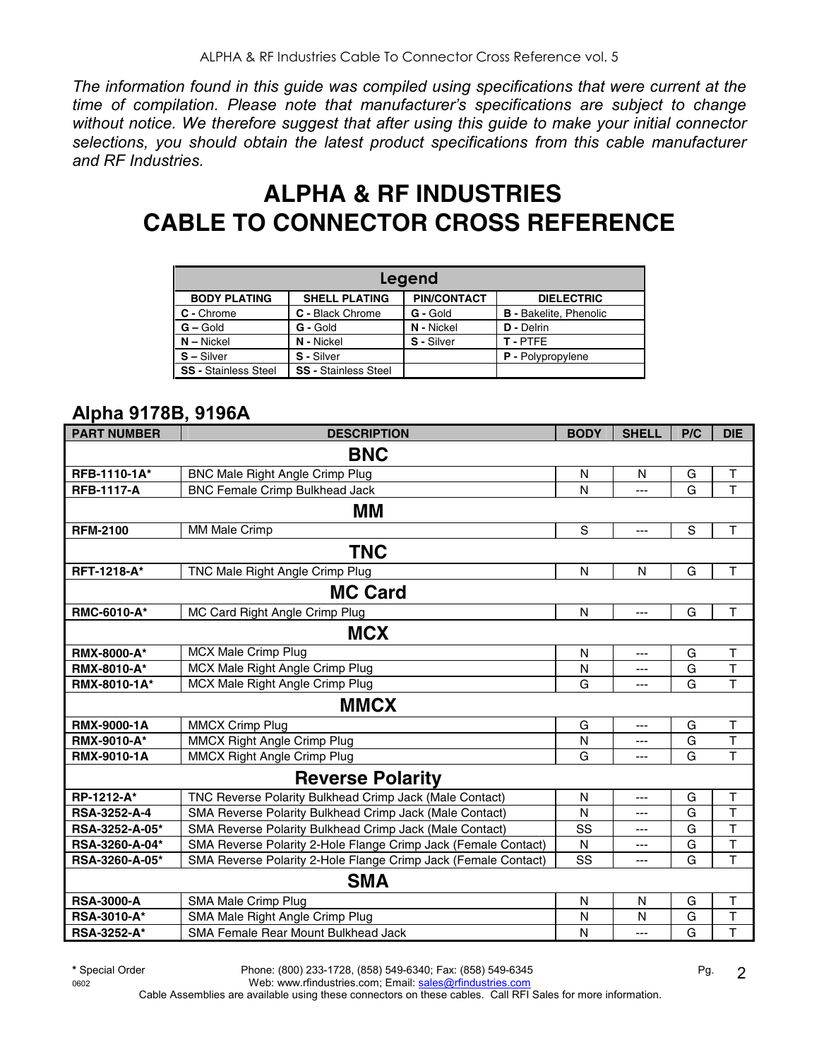*The information found in this guide was compiled using specifications that were current at the time of compilation. Please note that manufacturer's specifications are subject to change without notice. We therefore suggest that after using this guide to make your initial connector selections, you should obtain the latest product specifications from this cable manufacturer and RF Industries.*

# ALPHA & RF INDUSTRIES CABLE TO CONNECTOR CROSS REFERENCE

| Legend | | | |
|---|---|---|---|
| **BODY PLATING** | **SHELL PLATING** | **PIN/CONTACT** | **DIELECTRIC** |
| **C** - Chrome | **C** - Black Chrome | **G** - Gold | **B** - Bakelite, Phenolic |
| **G** – Gold | **G** - Gold | **N** - Nickel | **D** - Delrin |
| **N** – Nickel | **N** - Nickel | **S** - Silver | **T** - PTFE |
| **S** – Silver | **S** - Silver | | **P** - Polypropylene |
| **SS** - Stainless Steel | **SS** - Stainless Steel | | |

## Alpha 9178B, 9196A

| PART NUMBER | DESCRIPTION | BODY | SHELL | P/C | DIE |
|---|---|---|---|---|---|
| | **BNC** | | | | |
| **RFB-1110-1A*** | BNC Male Right Angle Crimp Plug | N | N | G | T |
| **RFB-1117-A** | BNC Female Crimp Bulkhead Jack | N | --- | G | T |
| | **MM** | | | | |
| **RFM-2100** | MM Male Crimp | S | --- | S | T |
| | **TNC** | | | | |
| **RFT-1218-A*** | TNC Male Right Angle Crimp Plug | N | N | G | T |
| | **MC Card** | | | | |
| **RMC-6010-A*** | MC Card Right Angle Crimp Plug | N | --- | G | T |
| | **MCX** | | | | |
| **RMX-8000-A*** | MCX Male Crimp Plug | N | --- | G | T |
| **RMX-8010-A*** | MCX Male Right Angle Crimp Plug | N | --- | G | T |
| **RMX-8010-1A*** | MCX Male Right Angle Crimp Plug | G | --- | G | T |
| | **MMCX** | | | | |
| **RMX-9000-1A** | MMCX Crimp Plug | G | --- | G | T |
| **RMX-9010-A*** | MMCX Right Angle Crimp Plug | N | --- | G | T |
| **RMX-9010-1A** | MMCX Right Angle Crimp Plug | G | --- | G | T |
| | **Reverse Polarity** | | | | |
| **RP-1212-A*** | TNC Reverse Polarity Bulkhead Crimp Jack (Male Contact) | N | --- | G | T |
| **RSA-3252-A-4** | SMA Reverse Polarity Bulkhead Crimp Jack (Male Contact) | N | --- | G | T |
| **RSA-3252-A-05*** | SMA Reverse Polarity Bulkhead Crimp Jack (Male Contact) | SS | --- | G | T |
| **RSA-3260-A-04*** | SMA Reverse Polarity 2-Hole Flange Crimp Jack (Female Contact) | N | --- | G | T |
| **RSA-3260-A-05*** | SMA Reverse Polarity 2-Hole Flange Crimp Jack (Female Contact) | SS | --- | G | T |
| | **SMA** | | | | |
| **RSA-3000-A** | SMA Male Crimp Plug | N | N | G | T |
| **RSA-3010-A*** | SMA Male Right Angle Crimp Plug | N | N | G | T |
| **RSA-3252-A*** | SMA Female Rear Mount Bulkhead Jack | N | --- | G | T |

**\*** Special Order

Phone: (800) 233-1728, (858) 549-6340; Fax: (858) 549-6345
Web: www.rfindustries.com; Email: sales@rfindustries.com

Cable Assemblies are available using these connectors on these cables. Call RFI Sales for more information.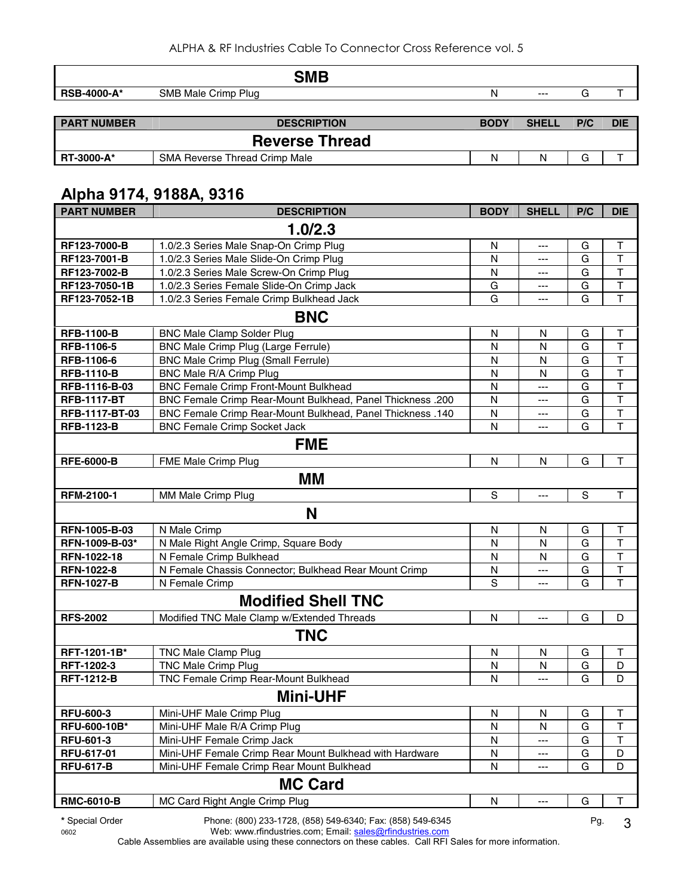| | SMB | | | | |
|---|---|---|---|---|---|
| **RSB-4000-A*** | SMB Male Crimp Plug | N | --- | G | T |

| PART NUMBER | DESCRIPTION | BODY | SHELL | P/C | DIE |
|---|---|---|---|---|---|
| | **Reverse Thread** | | | | |
| **RT-3000-A*** | SMA Reverse Thread Crimp Male | N | N | G | T |

## Alpha 9174, 9188A, 9316

| PART NUMBER | DESCRIPTION | BODY | SHELL | P/C | DIE |
|---|---|---|---|---|---|
| | **1.0/2.3** | | | | |
| **RF123-7000-B** | 1.0/2.3 Series Male Snap-On Crimp Plug | N | --- | G | T |
| **RF123-7001-B** | 1.0/2.3 Series Male Slide-On Crimp Plug | N | --- | G | T |
| **RF123-7002-B** | 1.0/2.3 Series Male Screw-On Crimp Plug | N | --- | G | T |
| **RF123-7050-1B** | 1.0/2.3 Series Female Slide-On Crimp Jack | G | --- | G | T |
| **RF123-7052-1B** | 1.0/2.3 Series Female Crimp Bulkhead Jack | G | --- | G | T |
| | **BNC** | | | | |
| **RFB-1100-B** | BNC Male Clamp Solder Plug | N | N | G | T |
| **RFB-1106-5** | BNC Male Crimp Plug (Large Ferrule) | N | N | G | T |
| **RFB-1106-6** | BNC Male Crimp Plug (Small Ferrule) | N | N | G | T |
| **RFB-1110-B** | BNC Male R/A Crimp Plug | N | N | G | T |
| **RFB-1116-B-03** | BNC Female Crimp Front-Mount Bulkhead | N | --- | G | T |
| **RFB-1117-BT** | BNC Female Crimp Rear-Mount Bulkhead, Panel Thickness .200 | N | --- | G | T |
| **RFB-1117-BT-03** | BNC Female Crimp Rear-Mount Bulkhead, Panel Thickness .140 | N | --- | G | T |
| **RFB-1123-B** | BNC Female Crimp Socket Jack | N | --- | G | T |
| | **FME** | | | | |
| **RFE-6000-B** | FME Male Crimp Plug | N | N | G | T |
| | **MM** | | | | |
| **RFM-2100-1** | MM Male Crimp Plug | S | --- | S | T |
| | **N** | | | | |
| **RFN-1005-B-03** | N Male Crimp | N | N | G | T |
| **RFN-1009-B-03*** | N Male Right Angle Crimp, Square Body | N | N | G | T |
| **RFN-1022-18** | N Female Crimp Bulkhead | N | N | G | T |
| **RFN-1022-8** | N Female Chassis Connector; Bulkhead Rear Mount Crimp | N | --- | G | T |
| **RFN-1027-B** | N Female Crimp | S | --- | G | T |
| | **Modified Shell TNC** | | | | |
| **RFS-2002** | Modified TNC Male Clamp w/Extended Threads | N | --- | G | D |
| | **TNC** | | | | |
| **RFT-1201-1B*** | TNC Male Clamp Plug | N | N | G | T |
| **RFT-1202-3** | TNC Male Crimp Plug | N | N | G | D |
| **RFT-1212-B** | TNC Female Crimp Rear-Mount Bulkhead | N | --- | G | D |
| | **Mini-UHF** | | | | |
| **RFU-600-3** | Mini-UHF Male Crimp Plug | N | N | G | T |
| **RFU-600-10B*** | Mini-UHF Male R/A Crimp Plug | N | N | G | T |
| **RFU-601-3** | Mini-UHF Female Crimp Jack | N | --- | G | T |
| **RFU-617-01** | Mini-UHF Female Crimp Rear Mount Bulkhead with Hardware | N | --- | G | D |
| **RFU-617-B** | Mini-UHF Female Crimp Rear Mount Bulkhead | N | --- | G | D |
| | **MC Card** | | | | |
| **RMC-6010-B** | MC Card Right Angle Crimp Plug | N | --- | G | T |

\* Special Order

Phone: (800) 233-1728, (858) 549-6340; Fax: (858) 549-6345
Web: www.rfindustries.com; Email: sales@rfindustries.com

Cable Assemblies are available using these connectors on these cables. Call RFI Sales for more information.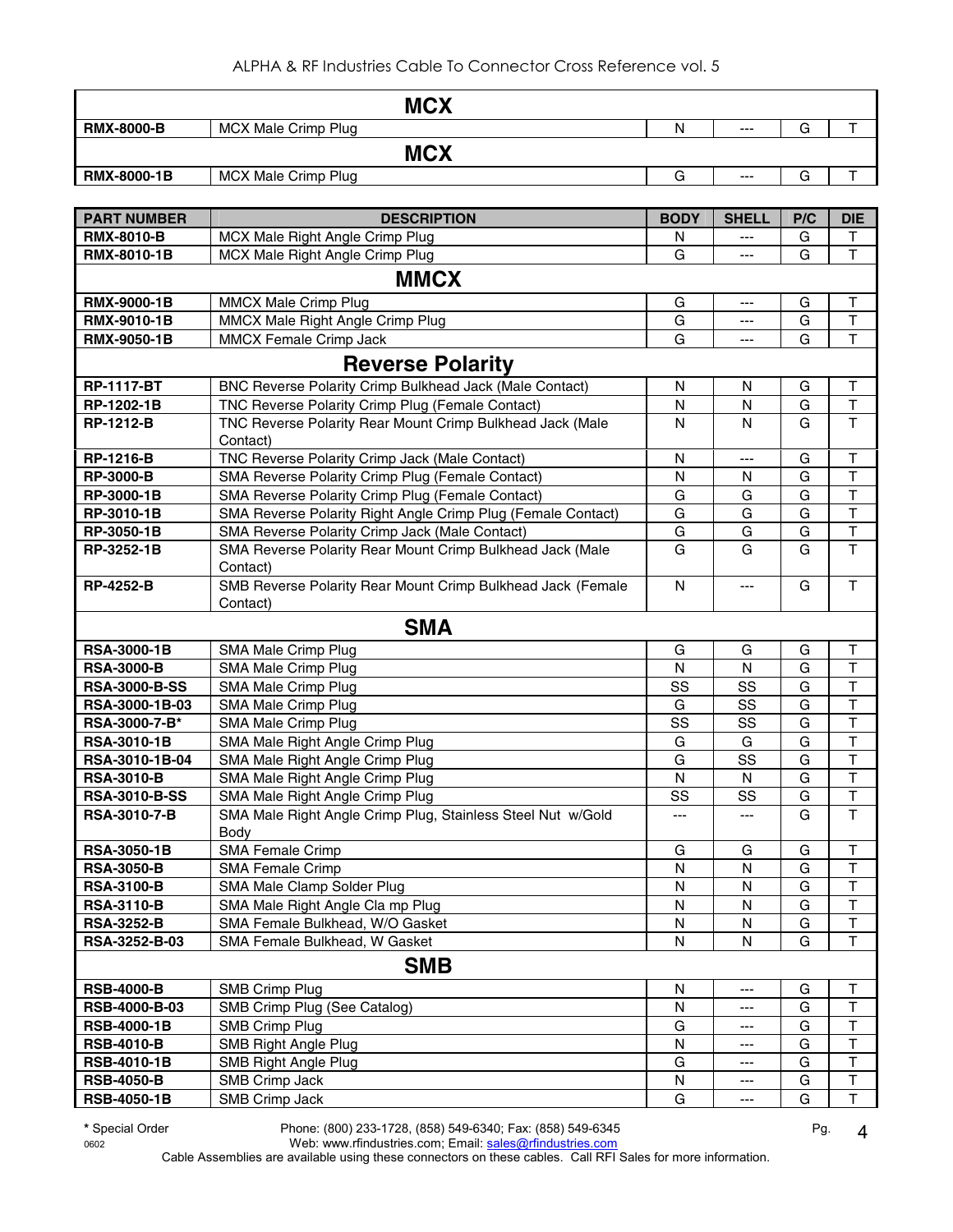| MCX | | | | | |
|---|---|---|---|---|---|
| **RMX-8000-B** | MCX Male Crimp Plug | N | --- | G | T |
| **MCX** | | | | | |
| **RMX-8000-1B** | MCX Male Crimp Plug | G | --- | G | T |

| PART NUMBER | DESCRIPTION | BODY | SHELL | P/C | DIE |
|---|---|---|---|---|---|
| **RMX-8010-B** | MCX Male Right Angle Crimp Plug | N | --- | G | T |
| **RMX-8010-1B** | MCX Male Right Angle Crimp Plug | G | --- | G | T |
| **MMCX** | | | | | |
| **RMX-9000-1B** | MMCX Male Crimp Plug | G | --- | G | T |
| **RMX-9010-1B** | MMCX Male Right Angle Crimp Plug | G | --- | G | T |
| **RMX-9050-1B** | MMCX Female Crimp Jack | G | --- | G | T |
| **Reverse Polarity** | | | | | |
| **RP-1117-BT** | BNC Reverse Polarity Crimp Bulkhead Jack (Male Contact) | N | N | G | T |
| **RP-1202-1B** | TNC Reverse Polarity Crimp Plug (Female Contact) | N | N | G | T |
| **RP-1212-B** | TNC Reverse Polarity Rear Mount Crimp Bulkhead Jack (Male Contact) | N | N | G | T |
| **RP-1216-B** | TNC Reverse Polarity Crimp Jack (Male Contact) | N | --- | G | T |
| **RP-3000-B** | SMA Reverse Polarity Crimp Plug (Female Contact) | N | N | G | T |
| **RP-3000-1B** | SMA Reverse Polarity Crimp Plug (Female Contact) | G | G | G | T |
| **RP-3010-1B** | SMA Reverse Polarity Right Angle Crimp Plug (Female Contact) | G | G | G | T |
| **RP-3050-1B** | SMA Reverse Polarity Crimp Jack (Male Contact) | G | G | G | T |
| **RP-3252-1B** | SMA Reverse Polarity Rear Mount Crimp Bulkhead Jack (Male Contact) | G | G | G | T |
| **RP-4252-B** | SMB Reverse Polarity Rear Mount Crimp Bulkhead Jack (Female Contact) | N | --- | G | T |
| **SMA** | | | | | |
| **RSA-3000-1B** | SMA Male Crimp Plug | G | G | G | T |
| **RSA-3000-B** | SMA Male Crimp Plug | N | N | G | T |
| **RSA-3000-B-SS** | SMA Male Crimp Plug | SS | SS | G | T |
| **RSA-3000-1B-03** | SMA Male Crimp Plug | G | SS | G | T |
| **RSA-3000-7-B*** | SMA Male Crimp Plug | SS | SS | G | T |
| **RSA-3010-1B** | SMA Male Right Angle Crimp Plug | G | G | G | T |
| **RSA-3010-1B-04** | SMA Male Right Angle Crimp Plug | G | SS | G | T |
| **RSA-3010-B** | SMA Male Right Angle Crimp Plug | N | N | G | T |
| **RSA-3010-B-SS** | SMA Male Right Angle Crimp Plug | SS | SS | G | T |
| **RSA-3010-7-B** | SMA Male Right Angle Crimp Plug, Stainless Steel Nut w/Gold Body | --- | --- | G | T |
| **RSA-3050-1B** | SMA Female Crimp | G | G | G | T |
| **RSA-3050-B** | SMA Female Crimp | N | N | G | T |
| **RSA-3100-B** | SMA Male Clamp Solder Plug | N | N | G | T |
| **RSA-3110-B** | SMA Male Right Angle Cla mp Plug | N | N | G | T |
| **RSA-3252-B** | SMA Female Bulkhead, W/O Gasket | N | N | G | T |
| RSA-3252-B-03 | SMA Female Bulkhead, W Gasket | N | N | G | T |
| **SMB** | | | | | |
| **RSB-4000-B** | SMB Crimp Plug | N | --- | G | T |
| **RSB-4000-B-03** | SMB Crimp Plug (See Catalog) | N | --- | G | T |
| **RSB-4000-1B** | SMB Crimp Plug | G | --- | G | T |
| **RSB-4010-B** | SMB Right Angle Plug | N | --- | G | T |
| **RSB-4010-1B** | SMB Right Angle Plug | G | --- | G | T |
| **RSB-4050-B** | SMB Crimp Jack | N | --- | G | T |
| **RSB-4050-1B** | SMB Crimp Jack | G | --- | G | T |

**\*** Special Order

0602

Phone: (800) 233-1728, (858) 549-6340; Fax: (858) 549-6345
Web: www.rfindustries.com; Email: sales@rfindustries.com

Cable Assemblies are available using these connectors on these cables. Call RFI Sales for more information.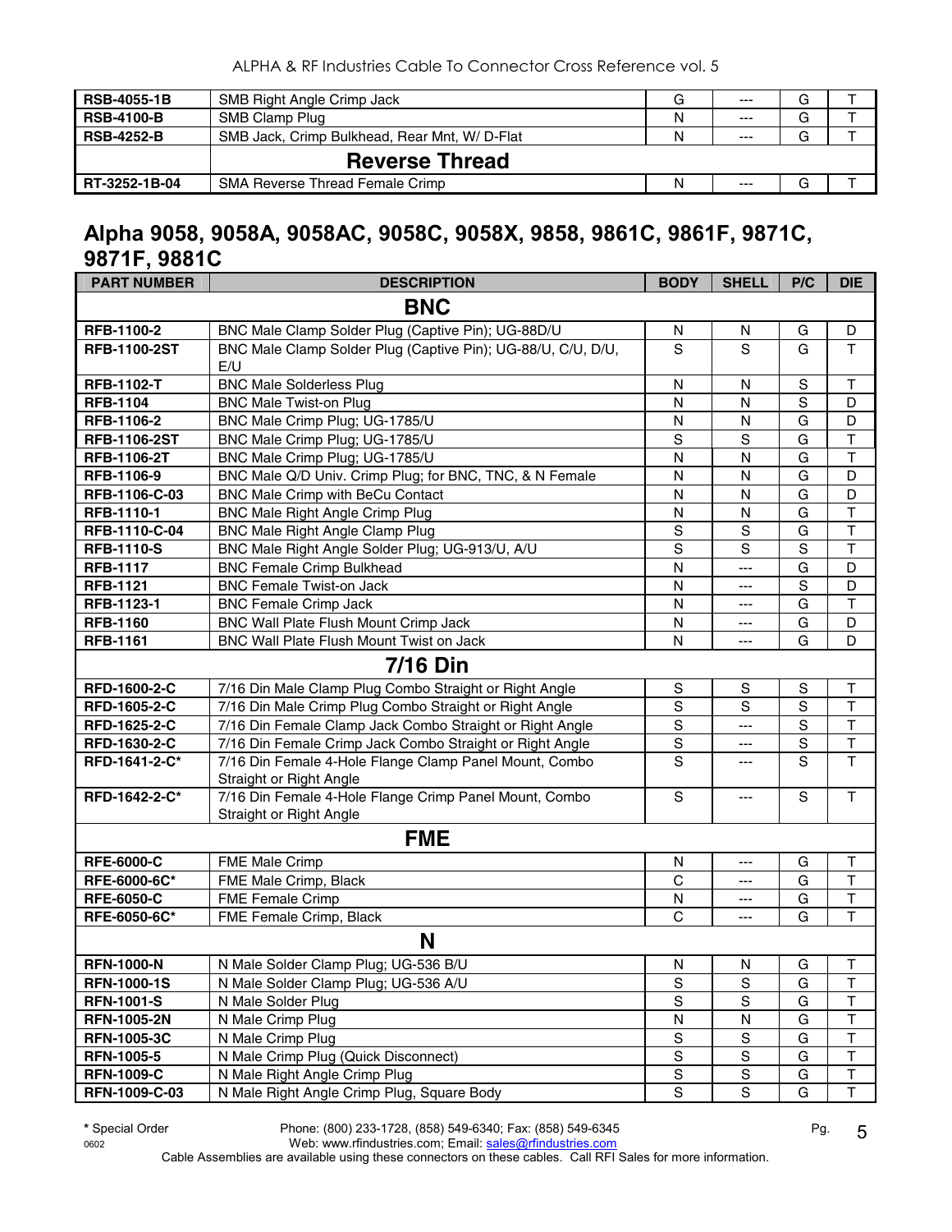| | | | | | |
|---|---|---|---|---|---|
| **RSB-4055-1B** | SMB Right Angle Crimp Jack | G | --- | G | T |
| **RSB-4100-B** | SMB Clamp Plug | N | --- | G | T |
| **RSB-4252-B** | SMB Jack, Crimp Bulkhead, Rear Mnt, W/ D-Flat | N | --- | G | T |
| | **Reverse Thread** | | | | |
| **RT-3252-1B-04** | SMA Reverse Thread Female Crimp | N | --- | G | T |

## Alpha 9058, 9058A, 9058AC, 9058C, 9058X, 9858, 9861C, 9861F, 9871C, 9871F, 9881C

| PART NUMBER | DESCRIPTION | BODY | SHELL | P/C | DIE |
|---|---|---|---|---|---|
| | **BNC** | | | | |
| **RFB-1100-2** | BNC Male Clamp Solder Plug (Captive Pin); UG-88D/U | N | N | G | D |
| **RFB-1100-2ST** | BNC Male Clamp Solder Plug (Captive Pin); UG-88/U, C/U, D/U, E/U | S | S | G | T |
| **RFB-1102-T** | BNC Male Solderless Plug | N | N | S | T |
| **RFB-1104** | BNC Male Twist-on Plug | N | N | S | D |
| **RFB-1106-2** | BNC Male Crimp Plug; UG-1785/U | N | N | G | D |
| **RFB-1106-2ST** | BNC Male Crimp Plug; UG-1785/U | S | S | G | T |
| **RFB-1106-2T** | BNC Male Crimp Plug; UG-1785/U | N | N | G | T |
| **RFB-1106-9** | BNC Male Q/D Univ. Crimp Plug; for BNC, TNC, & N Female | N | N | G | D |
| **RFB-1106-C-03** | BNC Male Crimp with BeCu Contact | N | N | G | D |
| **RFB-1110-1** | BNC Male Right Angle Crimp Plug | N | N | G | T |
| **RFB-1110-C-04** | BNC Male Right Angle Clamp Plug | S | S | G | T |
| **RFB-1110-S** | BNC Male Right Angle Solder Plug; UG-913/U, A/U | S | S | S | T |
| **RFB-1117** | BNC Female Crimp Bulkhead | N | --- | G | D |
| **RFB-1121** | BNC Female Twist-on Jack | N | --- | S | D |
| **RFB-1123-1** | BNC Female Crimp Jack | N | --- | G | T |
| **RFB-1160** | BNC Wall Plate Flush Mount Crimp Jack | N | --- | G | D |
| **RFB-1161** | BNC Wall Plate Flush Mount Twist on Jack | N | --- | G | D |
| | **7/16 Din** | | | | |
| **RFD-1600-2-C** | 7/16 Din Male Clamp Plug Combo Straight or Right Angle | S | S | S | T |
| **RFD-1605-2-C** | 7/16 Din Male Crimp Plug Combo Straight or Right Angle | S | S | S | T |
| **RFD-1625-2-C** | 7/16 Din Female Clamp Jack Combo Straight or Right Angle | S | --- | S | T |
| **RFD-1630-2-C** | 7/16 Din Female Crimp Jack Combo Straight or Right Angle | S | --- | S | T |
| **RFD-1641-2-C*** | 7/16 Din Female 4-Hole Flange Clamp Panel Mount, Combo Straight or Right Angle | S | --- | S | T |
| **RFD-1642-2-C*** | 7/16 Din Female 4-Hole Flange Crimp Panel Mount, Combo Straight or Right Angle | S | --- | S | T |
| | **FME** | | | | |
| **RFE-6000-C** | FME Male Crimp | N | --- | G | T |
| **RFE-6000-6C*** | FME Male Crimp, Black | C | --- | G | T |
| **RFE-6050-C** | FME Female Crimp | N | --- | G | T |
| **RFE-6050-6C*** | FME Female Crimp, Black | C | --- | G | T |
| | **N** | | | | |
| **RFN-1000-N** | N Male Solder Clamp Plug; UG-536 B/U | N | N | G | T |
| **RFN-1000-1S** | N Male Solder Clamp Plug; UG-536 A/U | S | S | G | T |
| **RFN-1001-S** | N Male Solder Plug | S | S | G | T |
| **RFN-1005-2N** | N Male Crimp Plug | N | N | G | T |
| **RFN-1005-3C** | N Male Crimp Plug | S | S | G | T |
| **RFN-1005-5** | N Male Crimp Plug (Quick Disconnect) | S | S | G | T |
| **RFN-1009-C** | N Male Right Angle Crimp Plug | S | S | G | T |
| **RFN-1009-C-03** | N Male Right Angle Crimp Plug, Square Body | S | S | G | T |

**\*** Special Order

Cable Assemblies are available using these connectors on these cables. Call RFI Sales for more information.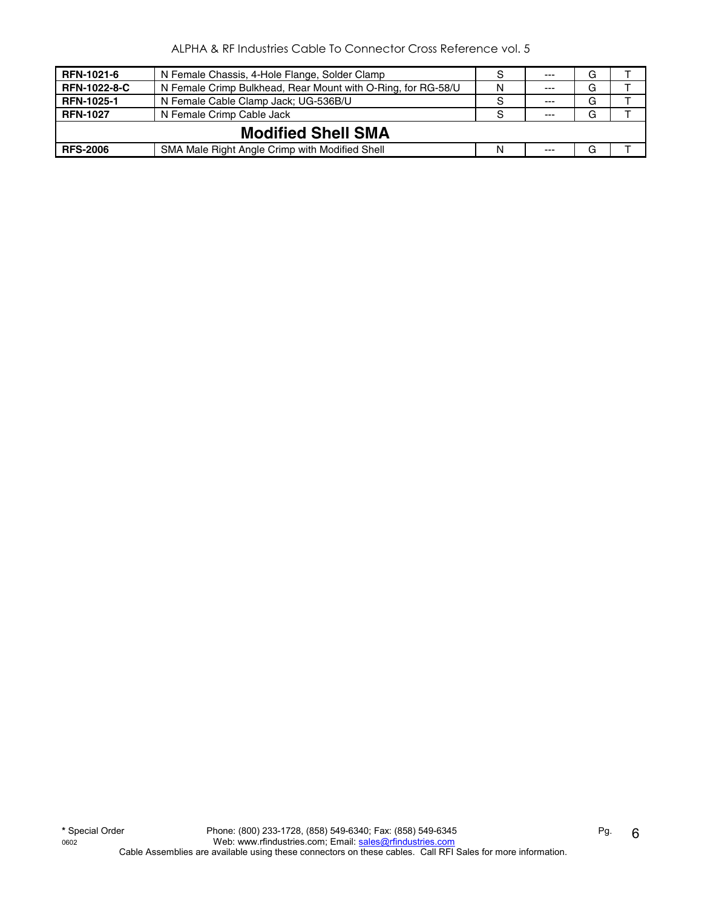| | | | | | |
|---|---|---|---|---|---|
| **RFN-1021-6** | N Female Chassis, 4-Hole Flange, Solder Clamp | S | --- | G | T |
| **RFN-1022-8-C** | N Female Crimp Bulkhead, Rear Mount with O-Ring, for RG-58/U | N | --- | G | T |
| **RFN-1025-1** | N Female Cable Clamp Jack; UG-536B/U | S | --- | G | T |
| **RFN-1027** | N Female Crimp Cable Jack | S | --- | G | T |
| **Modified Shell SMA** | | | | | |
| **RFS-2006** | SMA Male Right Angle Crimp with Modified Shell | N | --- | G | T |

**\*** Special Order

0602

Phone: (800) 233-1728, (858) 549-6340; Fax: (858) 549-6345
Web: www.rfindustries.com; Email: sales@rfindustries.com
Cable Assemblies are available using these connectors on these cables. Call RFI Sales for more information.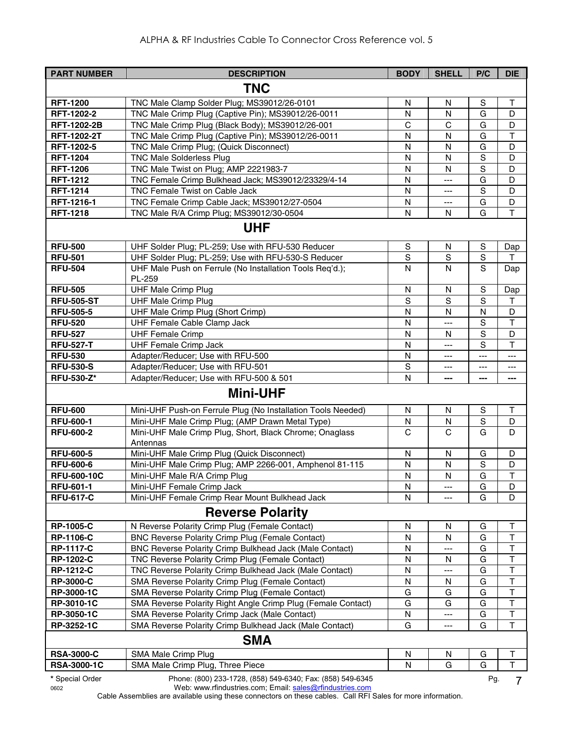| PART NUMBER | DESCRIPTION | BODY | SHELL | P/C | DIE |
|---|---|---|---|---|---|
| **TNC** | | | | | |
| **RFT-1200** | TNC Male Clamp Solder Plug; MS39012/26-0101 | N | N | S | T |
| **RFT-1202-2** | TNC Male Crimp Plug (Captive Pin); MS39012/26-0011 | N | N | G | D |
| **RFT-1202-2B** | TNC Male Crimp Plug (Black Body); MS39012/26-001 | C | C | G | D |
| **RFT-1202-2T** | TNC Male Crimp Plug (Captive Pin); MS39012/26-0011 | N | N | G | T |
| **RFT-1202-5** | TNC Male Crimp Plug; (Quick Disconnect) | N | N | G | D |
| **RFT-1204** | TNC Male Solderless Plug | N | N | S | D |
| **RFT-1206** | TNC Male Twist on Plug; AMP 2221983-7 | N | N | S | D |
| **RFT-1212** | TNC Female Crimp Bulkhead Jack; MS39012/23329/4-14 | N | --- | G | D |
| **RFT-1214** | TNC Female Twist on Cable Jack | N | --- | S | D |
| **RFT-1216-1** | TNC Female Crimp Cable Jack; MS39012/27-0504 | N | --- | G | D |
| **RFT-1218** | TNC Male R/A Crimp Plug; MS39012/30-0504 | N | N | G | T |
| **UHF** | | | | | |
| **RFU-500** | UHF Solder Plug; PL-259; Use with RFU-530 Reducer | S | N | S | Dap |
| **RFU-501** | UHF Solder Plug; PL-259; Use with RFU-530-S Reducer | S | S | S | T |
| **RFU-504** | UHF Male Push on Ferrule (No Installation Tools Req'd.); PL-259 | N | N | S | Dap |
| **RFU-505** | UHF Male Crimp Plug | N | N | S | Dap |
| **RFU-505-ST** | UHF Male Crimp Plug | S | S | S | T |
| **RFU-505-5** | UHF Male Crimp Plug (Short Crimp) | N | N | N | D |
| **RFU-520** | UHF Female Cable Clamp Jack | N | --- | S | T |
| **RFU-527** | UHF Female Crimp | N | N | S | D |
| **RFU-527-T** | UHF Female Crimp Jack | N | --- | S | T |
| **RFU-530** | Adapter/Reducer; Use with RFU-500 | N | --- | --- | --- |
| **RFU-530-S** | Adapter/Reducer; Use with RFU-501 | S | --- | --- | --- |
| **RFU-530-Z*** | Adapter/Reducer; Use with RFU-500 & 501 | N | --- | --- | --- |
| **Mini-UHF** | | | | | |
| **RFU-600** | Mini-UHF Push-on Ferrule Plug (No Installation Tools Needed) | N | N | S | T |
| **RFU-600-1** | Mini-UHF Male Crimp Plug; (AMP Drawn Metal Type) | N | N | S | D |
| **RFU-600-2** | Mini-UHF Male Crimp Plug, Short, Black Chrome; Onaglass Antennas | C | C | G | D |
| **RFU-600-5** | Mini-UHF Male Crimp Plug (Quick Disconnect) | N | N | G | D |
| **RFU-600-6** | Mini-UHF Male Crimp Plug; AMP 2266-001, Amphenol 81-115 | N | N | S | D |
| **RFU-600-10C** | Mini-UHF Male R/A Crimp Plug | N | N | G | T |
| **RFU-601-1** | Mini-UHF Female Crimp Jack | N | --- | G | D |
| **RFU-617-C** | Mini-UHF Female Crimp Rear Mount Bulkhead Jack | N | --- | G | D |
| **Reverse Polarity** | | | | | |
| **RP-1005-C** | N Reverse Polarity Crimp Plug (Female Contact) | N | N | G | T |
| **RP-1106-C** | BNC Reverse Polarity Crimp Plug (Female Contact) | N | N | G | T |
| **RP-1117-C** | BNC Reverse Polarity Crimp Bulkhead Jack (Male Contact) | N | --- | G | T |
| **RP-1202-C** | TNC Reverse Polarity Crimp Plug (Female Contact) | N | N | G | T |
| **RP-1212-C** | TNC Reverse Polarity Crimp Bulkhead Jack (Male Contact) | N | --- | G | T |
| **RP-3000-C** | SMA Reverse Polarity Crimp Plug (Female Contact) | N | N | G | T |
| **RP-3000-1C** | SMA Reverse Polarity Crimp Plug (Female Contact) | G | G | G | T |
| **RP-3010-1C** | SMA Reverse Polarity Right Angle Crimp Plug (Female Contact) | G | G | G | T |
| **RP-3050-1C** | SMA Reverse Polarity Crimp Jack (Male Contact) | N | --- | G | T |
| **RP-3252-1C** | SMA Reverse Polarity Crimp Bulkhead Jack (Male Contact) | G | --- | G | T |
| **SMA** | | | | | |
| **RSA-3000-C** | SMA Male Crimp Plug | N | N | G | T |
| **RSA-3000-1C** | SMA Male Crimp Plug, Three Piece | N | G | G | T |

\* Special Order

Phone: (800) 233-1728, (858) 549-6340; Fax: (858) 549-6345
Web: www.rfindustries.com; Email: sales@rfindustries.com

Cable Assemblies are available using these connectors on these cables. Call RFI Sales for more information.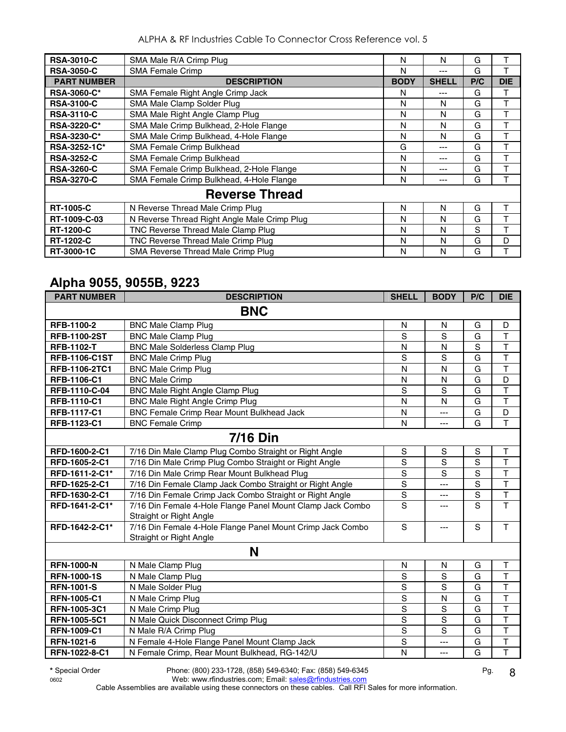| RSA-3010-C | SMA Male R/A Crimp Plug | N | N | G | T |
|---|---|---|---|---|---|
| RSA-3050-C | SMA Female Crimp | N | --- | G | T |
| **PART NUMBER** | **DESCRIPTION** | **BODY** | **SHELL** | **P/C** | **DIE** |
| RSA-3060-C* | SMA Female Right Angle Crimp Jack | N | --- | G | T |
| RSA-3100-C | SMA Male Clamp Solder Plug | N | N | G | T |
| RSA-3110-C | SMA Male Right Angle Clamp Plug | N | N | G | T |
| RSA-3220-C* | SMA Male Crimp Bulkhead, 2-Hole Flange | N | N | G | T |
| RSA-3230-C* | SMA Male Crimp Bulkhead, 4-Hole Flange | N | N | G | T |
| RSA-3252-1C* | SMA Female Crimp Bulkhead | G | --- | G | T |
| RSA-3252-C | SMA Female Crimp Bulkhead | N | --- | G | T |
| RSA-3260-C | SMA Female Crimp Bulkhead, 2-Hole Flange | N | --- | G | T |
| RSA-3270-C | SMA Female Crimp Bulkhead, 4-Hole Flange | N | --- | G | T |
| | **Reverse Thread** | | | | |
| RT-1005-C | N Reverse Thread Male Crimp Plug | N | N | G | T |
| RT-1009-C-03 | N Reverse Thread Right Angle Male Crimp Plug | N | N | G | T |
| RT-1200-C | TNC Reverse Thread Male Clamp Plug | N | N | S | T |
| RT-1202-C | TNC Reverse Thread Male Crimp Plug | N | N | G | D |
| RT-3000-1C | SMA Reverse Thread Male Crimp Plug | N | N | G | T |

## Alpha 9055, 9055B, 9223

| PART NUMBER | DESCRIPTION | SHELL | BODY | P/C | DIE |
|---|---|---|---|---|---|
| | **BNC** | | | | |
| RFB-1100-2 | BNC Male Clamp Plug | N | N | G | D |
| RFB-1100-2ST | BNC Male Clamp Plug | S | S | G | T |
| RFB-1102-T | BNC Male Solderless Clamp Plug | N | N | S | T |
| RFB-1106-C1ST | BNC Male Crimp Plug | S | S | G | T |
| RFB-1106-2TC1 | BNC Male Crimp Plug | N | N | G | T |
| RFB-1106-C1 | BNC Male Crimp | N | N | G | D |
| RFB-1110-C-04 | BNC Male Right Angle Clamp Plug | S | S | G | T |
| RFB-1110-C1 | BNC Male Right Angle Crimp Plug | N | N | G | T |
| RFB-1117-C1 | BNC Female Crimp Rear Mount Bulkhead Jack | N | --- | G | D |
| RFB-1123-C1 | BNC Female Crimp | N | --- | G | T |
| | **7/16 Din** | | | | |
| RFD-1600-2-C1 | 7/16 Din Male Clamp Plug Combo Straight or Right Angle | S | S | S | T |
| RFD-1605-2-C1 | 7/16 Din Male Crimp Plug Combo Straight or Right Angle | S | S | S | T |
| RFD-1611-2-C1* | 7/16 Din Male Crimp Rear Mount Bulkhead Plug | S | S | S | T |
| RFD-1625-2-C1 | 7/16 Din Female Clamp Jack Combo Straight or Right Angle | S | --- | S | T |
| RFD-1630-2-C1 | 7/16 Din Female Crimp Jack Combo Straight or Right Angle | S | --- | S | T |
| RFD-1641-2-C1* | 7/16 Din Female 4-Hole Flange Panel Mount Clamp Jack Combo Straight or Right Angle | S | --- | S | T |
| RFD-1642-2-C1* | 7/16 Din Female 4-Hole Flange Panel Mount Crimp Jack Combo Straight or Right Angle | S | --- | S | T |
| | **N** | | | | |
| RFN-1000-N | N Male Clamp Plug | N | N | G | T |
| RFN-1000-1S | N Male Clamp Plug | S | S | G | T |
| RFN-1001-S | N Male Solder Plug | S | S | G | T |
| RFN-1005-C1 | N Male Crimp Plug | S | N | G | T |
| RFN-1005-3C1 | N Male Crimp Plug | S | S | G | T |
| RFN-1005-5C1 | N Male Quick Disconnect Crimp Plug | S | S | G | T |
| RFN-1009-C1 | N Male R/A Crimp Plug | S | S | G | T |
| RFN-1021-6 | N Female 4-Hole Flange Panel Mount Clamp Jack | S | --- | G | T |
| RFN-1022-8-C1 | N Female Crimp, Rear Mount Bulkhead, RG-142/U | N | --- | G | T |

\* Special Order

0602

Phone: (800) 233-1728, (858) 549-6340; Fax: (858) 549-6345
Web: www.rfindustries.com; Email: sales@rfindustries.com
Cable Assemblies are available using these connectors on these cables. Call RFI Sales for more information.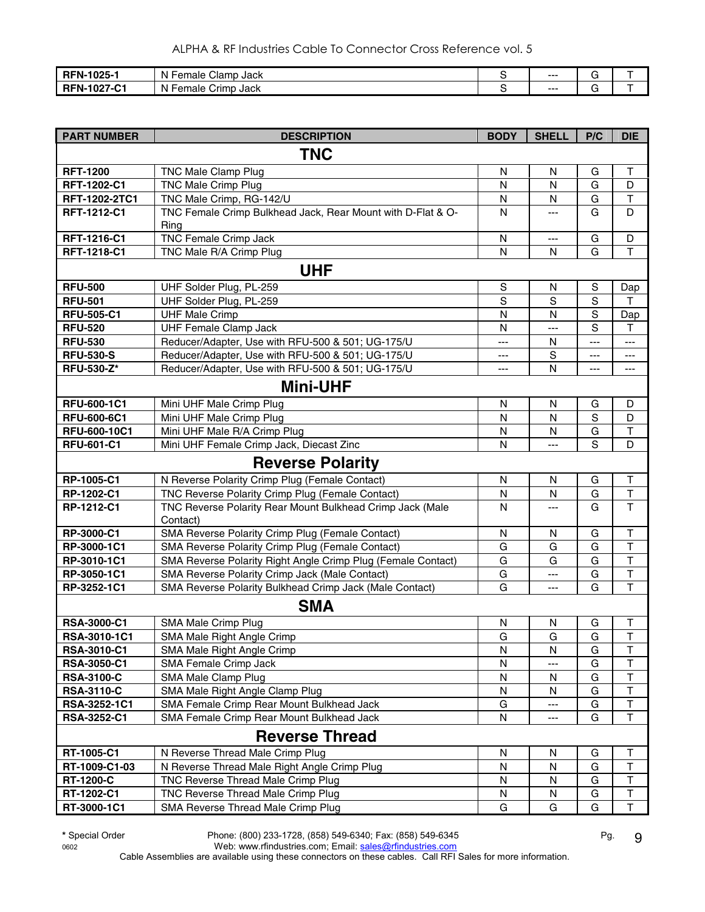| | | | | | |
|---|---|---|---|---|---|
| **RFN-1025-1** | N Female Clamp Jack | S | --- | G | T |
| **RFN-1027-C1** | N Female Crimp Jack | S | --- | G | T |

| PART NUMBER | DESCRIPTION | BODY | SHELL | P/C | DIE |
|---|---|---|---|---|---|
| | **TNC** | | | | |
| **RFT-1200** | TNC Male Clamp Plug | N | N | G | T |
| **RFT-1202-C1** | TNC Male Crimp Plug | N | N | G | D |
| **RFT-1202-2TC1** | TNC Male Crimp, RG-142/U | N | N | G | T |
| **RFT-1212-C1** | TNC Female Crimp Bulkhead Jack, Rear Mount with D-Flat & O-Ring | N | --- | G | D |
| **RFT-1216-C1** | TNC Female Crimp Jack | N | --- | G | D |
| **RFT-1218-C1** | TNC Male R/A Crimp Plug | N | N | G | T |
| | **UHF** | | | | |
| **RFU-500** | UHF Solder Plug, PL-259 | S | N | S | Dap |
| **RFU-501** | UHF Solder Plug, PL-259 | S | S | S | T |
| **RFU-505-C1** | UHF Male Crimp | N | N | S | Dap |
| **RFU-520** | UHF Female Clamp Jack | N | --- | S | T |
| **RFU-530** | Reducer/Adapter, Use with RFU-500 & 501; UG-175/U | --- | N | --- | --- |
| **RFU-530-S** | Reducer/Adapter, Use with RFU-500 & 501; UG-175/U | --- | S | --- | --- |
| **RFU-530-Z*** | Reducer/Adapter, Use with RFU-500 & 501; UG-175/U | --- | N | --- | --- |
| | **Mini-UHF** | | | | |
| **RFU-600-1C1** | Mini UHF Male Crimp Plug | N | N | G | D |
| **RFU-600-6C1** | Mini UHF Male Crimp Plug | N | N | S | D |
| **RFU-600-10C1** | Mini UHF Male R/A Crimp Plug | N | N | G | T |
| **RFU-601-C1** | Mini UHF Female Crimp Jack, Diecast Zinc | N | --- | S | D |
| | **Reverse Polarity** | | | | |
| **RP-1005-C1** | N Reverse Polarity Crimp Plug (Female Contact) | N | N | G | T |
| **RP-1202-C1** | TNC Reverse Polarity Crimp Plug (Female Contact) | N | N | G | T |
| **RP-1212-C1** | TNC Reverse Polarity Rear Mount Bulkhead Crimp Jack (Male Contact) | N | --- | G | T |
| **RP-3000-C1** | SMA Reverse Polarity Crimp Plug (Female Contact) | N | N | G | T |
| **RP-3000-1C1** | SMA Reverse Polarity Crimp Plug (Female Contact) | G | G | G | T |
| **RP-3010-1C1** | SMA Reverse Polarity Right Angle Crimp Plug (Female Contact) | G | G | G | T |
| **RP-3050-1C1** | SMA Reverse Polarity Crimp Jack (Male Contact) | G | --- | G | T |
| **RP-3252-1C1** | SMA Reverse Polarity Bulkhead Crimp Jack (Male Contact) | G | --- | G | T |
| | **SMA** | | | | |
| **RSA-3000-C1** | SMA Male Crimp Plug | N | N | G | T |
| **RSA-3010-1C1** | SMA Male Right Angle Crimp | G | G | G | T |
| **RSA-3010-C1** | SMA Male Right Angle Crimp | N | N | G | T |
| **RSA-3050-C1** | SMA Female Crimp Jack | N | --- | G | T |
| **RSA-3100-C** | SMA Male Clamp Plug | N | N | G | T |
| **RSA-3110-C** | SMA Male Right Angle Clamp Plug | N | N | G | T |
| **RSA-3252-1C1** | SMA Female Crimp Rear Mount Bulkhead Jack | G | --- | G | T |
| **RSA-3252-C1** | SMA Female Crimp Rear Mount Bulkhead Jack | N | --- | G | T |
| | **Reverse Thread** | | | | |
| **RT-1005-C1** | N Reverse Thread Male Crimp Plug | N | N | G | T |
| **RT-1009-C1-03** | N Reverse Thread Male Right Angle Crimp Plug | N | N | G | T |
| **RT-1200-C** | TNC Reverse Thread Male Crimp Plug | N | N | G | T |
| **RT-1202-C1** | TNC Reverse Thread Male Crimp Plug | N | N | G | T |
| **RT-3000-1C1** | SMA Reverse Thread Male Crimp Plug | G | G | G | T |

\* Special Order

0602

Phone: (800) 233-1728, (858) 549-6340; Fax: (858) 549-6345
Web: www.rfindustries.com; Email: sales@rfindustries.com
Cable Assemblies are available using these connectors on these cables. Call RFI Sales for more information.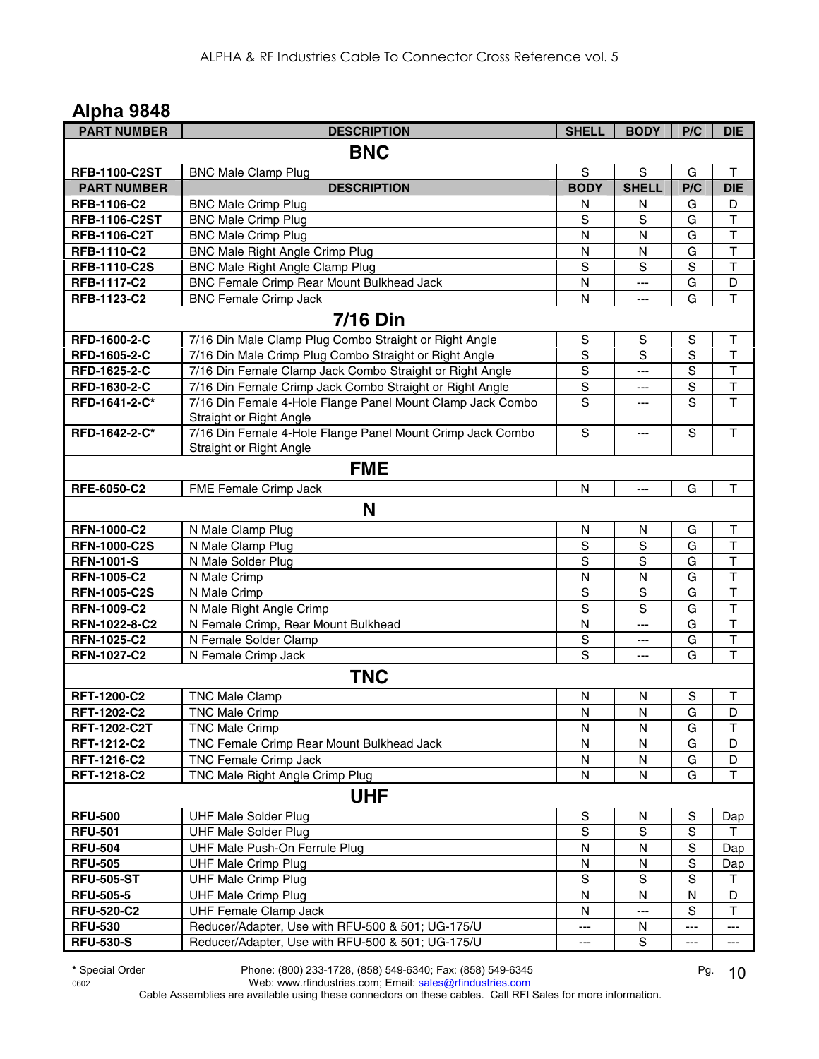## Alpha 9848

| PART NUMBER | DESCRIPTION | SHELL | BODY | P/C | DIE |
|---|---|---|---|---|---|
| | **BNC** | | | | |
| **RFB-1100-C2ST** | BNC Male Clamp Plug | S | S | G | T |
| **PART NUMBER** | **DESCRIPTION** | **BODY** | **SHELL** | **P/C** | **DIE** |
| **RFB-1106-C2** | BNC Male Crimp Plug | N | N | G | D |
| **RFB-1106-C2ST** | BNC Male Crimp Plug | S | S | G | T |
| **RFB-1106-C2T** | BNC Male Crimp Plug | N | N | G | T |
| **RFB-1110-C2** | BNC Male Right Angle Crimp Plug | N | N | G | T |
| **RFB-1110-C2S** | BNC Male Right Angle Clamp Plug | S | S | S | T |
| **RFB-1117-C2** | BNC Female Crimp Rear Mount Bulkhead Jack | N | --- | G | D |
| **RFB-1123-C2** | BNC Female Crimp Jack | N | --- | G | T |
| | **7/16 Din** | | | | |
| **RFD-1600-2-C** | 7/16 Din Male Clamp Plug Combo Straight or Right Angle | S | S | S | T |
| **RFD-1605-2-C** | 7/16 Din Male Crimp Plug Combo Straight or Right Angle | S | S | S | T |
| **RFD-1625-2-C** | 7/16 Din Female Clamp Jack Combo Straight or Right Angle | S | --- | S | T |
| **RFD-1630-2-C** | 7/16 Din Female Crimp Jack Combo Straight or Right Angle | S | --- | S | T |
| **RFD-1641-2-C*** | 7/16 Din Female 4-Hole Flange Panel Mount Clamp Jack Combo Straight or Right Angle | S | --- | S | T |
| **RFD-1642-2-C*** | 7/16 Din Female 4-Hole Flange Panel Mount Crimp Jack Combo Straight or Right Angle | S | --- | S | T |
| | **FME** | | | | |
| **RFE-6050-C2** | FME Female Crimp Jack | N | --- | G | T |
| | **N** | | | | |
| **RFN-1000-C2** | N Male Clamp Plug | N | N | G | T |
| **RFN-1000-C2S** | N Male Clamp Plug | S | S | G | T |
| **RFN-1001-S** | N Male Solder Plug | S | S | G | T |
| **RFN-1005-C2** | N Male Crimp | N | N | G | T |
| **RFN-1005-C2S** | N Male Crimp | S | S | G | T |
| **RFN-1009-C2** | N Male Right Angle Crimp | S | S | G | T |
| **RFN-1022-8-C2** | N Female Crimp, Rear Mount Bulkhead | N | --- | G | T |
| **RFN-1025-C2** | N Female Solder Clamp | S | --- | G | T |
| **RFN-1027-C2** | N Female Crimp Jack | S | --- | G | T |
| | **TNC** | | | | |
| **RFT-1200-C2** | TNC Male Clamp | N | N | S | T |
| **RFT-1202-C2** | TNC Male Crimp | N | N | G | D |
| **RFT-1202-C2T** | TNC Male Crimp | N | N | G | T |
| **RFT-1212-C2** | TNC Female Crimp Rear Mount Bulkhead Jack | N | N | G | D |
| **RFT-1216-C2** | TNC Female Crimp Jack | N | N | G | D |
| **RFT-1218-C2** | TNC Male Right Angle Crimp Plug | N | N | G | T |
| | **UHF** | | | | |
| **RFU-500** | UHF Male Solder Plug | S | N | S | Dap |
| **RFU-501** | UHF Male Solder Plug | S | S | S | T |
| **RFU-504** | UHF Male Push-On Ferrule Plug | N | N | S | Dap |
| **RFU-505** | UHF Male Crimp Plug | N | N | S | Dap |
| **RFU-505-ST** | UHF Male Crimp Plug | S | S | S | T |
| **RFU-505-5** | UHF Male Crimp Plug | N | N | N | D |
| **RFU-520-C2** | UHF Female Clamp Jack | N | --- | S | T |
| **RFU-530** | Reducer/Adapter, Use with RFU-500 & 501; UG-175/U | --- | N | --- | --- |
| **RFU-530-S** | Reducer/Adapter, Use with RFU-500 & 501; UG-175/U | --- | S | --- | --- |

* Special Order

0602

Phone: (800) 233-1728, (858) 549-6340; Fax: (858) 549-6345
Web: www.rfindustries.com; Email: sales@rfindustries.com
Cable Assemblies are available using these connectors on these cables. Call RFI Sales for more information.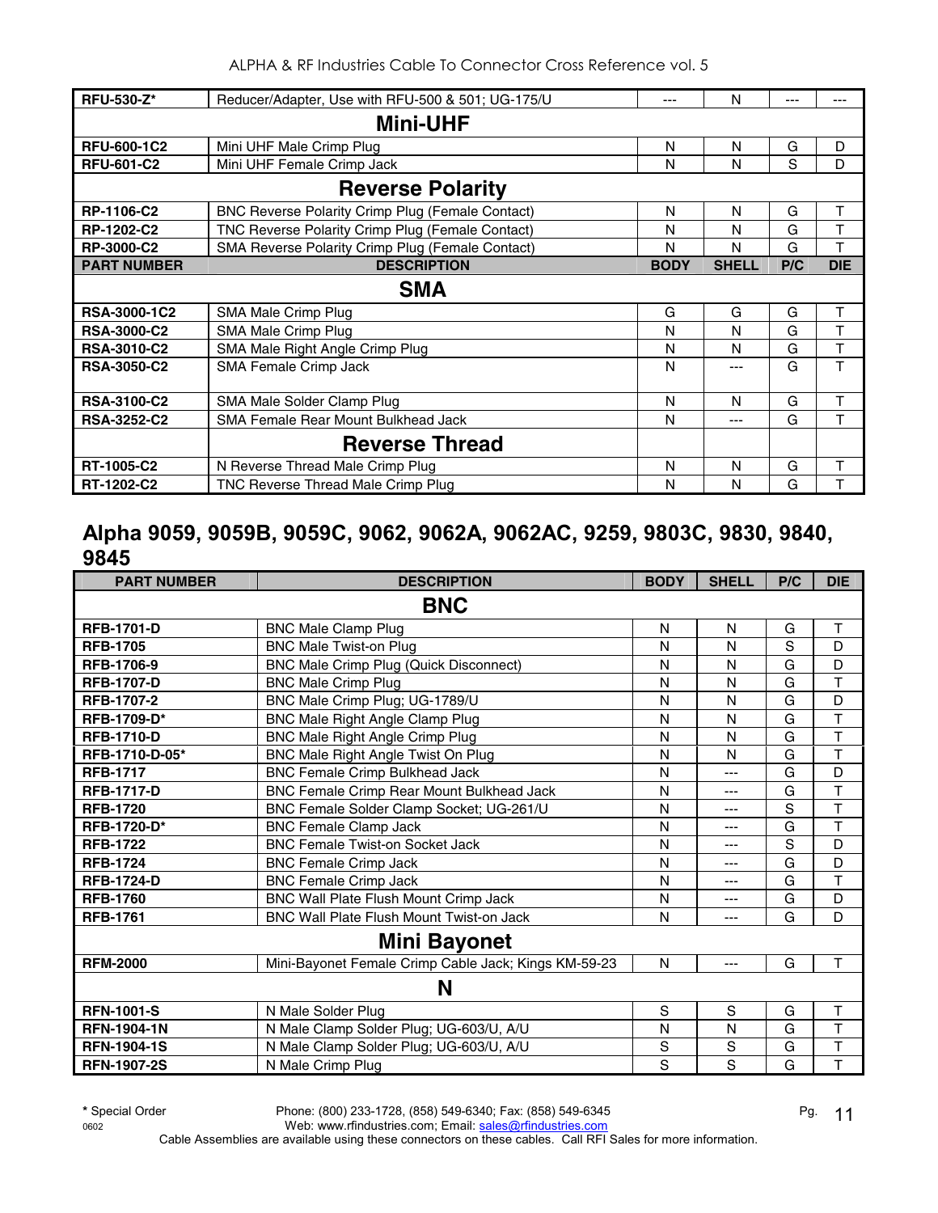| | | | | | |
|---|---|---|---|---|---|
| **RFU-530-Z*** | Reducer/Adapter, Use with RFU-500 & 501; UG-175/U | --- | N | --- | --- |
| | **Mini-UHF** | | | | |
| **RFU-600-1C2** | Mini UHF Male Crimp Plug | N | N | G | D |
| **RFU-601-C2** | Mini UHF Female Crimp Jack | N | N | S | D |
| | **Reverse Polarity** | | | | |
| **RP-1106-C2** | BNC Reverse Polarity Crimp Plug (Female Contact) | N | N | G | T |
| **RP-1202-C2** | TNC Reverse Polarity Crimp Plug (Female Contact) | N | N | G | T |
| **RP-3000-C2** | SMA Reverse Polarity Crimp Plug (Female Contact) | N | N | G | T |
| **PART NUMBER** | **DESCRIPTION** | **BODY** | **SHELL** | **P/C** | **DIE** |
| | **SMA** | | | | |
| **RSA-3000-1C2** | SMA Male Crimp Plug | G | G | G | T |
| **RSA-3000-C2** | SMA Male Crimp Plug | N | N | G | T |
| **RSA-3010-C2** | SMA Male Right Angle Crimp Plug | N | N | G | T |
| **RSA-3050-C2** | SMA Female Crimp Jack | N | --- | G | T |
| **RSA-3100-C2** | SMA Male Solder Clamp Plug | N | N | G | T |
| **RSA-3252-C2** | SMA Female Rear Mount Bulkhead Jack | N | --- | G | T |
| | **Reverse Thread** | | | | |
| **RT-1005-C2** | N Reverse Thread Male Crimp Plug | N | N | G | T |
| **RT-1202-C2** | TNC Reverse Thread Male Crimp Plug | N | N | G | T |

## Alpha 9059, 9059B, 9059C, 9062, 9062A, 9062AC, 9259, 9803C, 9830, 9840, 9845

| PART NUMBER | DESCRIPTION | BODY | SHELL | P/C | DIE |
|---|---|---|---|---|---|
| | **BNC** | | | | |
| **RFB-1701-D** | BNC Male Clamp Plug | N | N | G | T |
| **RFB-1705** | BNC Male Twist-on Plug | N | N | S | D |
| **RFB-1706-9** | BNC Male Crimp Plug (Quick Disconnect) | N | N | G | D |
| **RFB-1707-D** | BNC Male Crimp Plug | N | N | G | T |
| **RFB-1707-2** | BNC Male Crimp Plug; UG-1789/U | N | N | G | D |
| **RFB-1709-D*** | BNC Male Right Angle Clamp Plug | N | N | G | T |
| **RFB-1710-D** | BNC Male Right Angle Crimp Plug | N | N | G | T |
| **RFB-1710-D-05*** | BNC Male Right Angle Twist On Plug | N | N | G | T |
| **RFB-1717** | BNC Female Crimp Bulkhead Jack | N | --- | G | D |
| **RFB-1717-D** | BNC Female Crimp Rear Mount Bulkhead Jack | N | --- | G | T |
| **RFB-1720** | BNC Female Solder Clamp Socket; UG-261/U | N | --- | S | T |
| **RFB-1720-D*** | BNC Female Clamp Jack | N | --- | G | T |
| **RFB-1722** | BNC Female Twist-on Socket Jack | N | --- | S | D |
| **RFB-1724** | BNC Female Crimp Jack | N | --- | G | D |
| **RFB-1724-D** | BNC Female Crimp Jack | N | --- | G | T |
| **RFB-1760** | BNC Wall Plate Flush Mount Crimp Jack | N | --- | G | D |
| **RFB-1761** | BNC Wall Plate Flush Mount Twist-on Jack | N | --- | G | D |
| | **Mini Bayonet** | | | | |
| **RFM-2000** | Mini-Bayonet Female Crimp Cable Jack; Kings KM-59-23 | N | --- | G | T |
| | **N** | | | | |
| **RFN-1001-S** | N Male Solder Plug | S | S | G | T |
| **RFN-1904-1N** | N Male Clamp Solder Plug; UG-603/U, A/U | N | N | G | T |
| **RFN-1904-1S** | N Male Clamp Solder Plug; UG-603/U, A/U | S | S | G | T |
| **RFN-1907-2S** | N Male Crimp Plug | S | S | G | T |

\* Special Order

0602

Phone: (800) 233-1728, (858) 549-6340; Fax: (858) 549-6345
Web: www.rfindustries.com; Email: sales@rfindustries.com
Cable Assemblies are available using these connectors on these cables. Call RFI Sales for more information.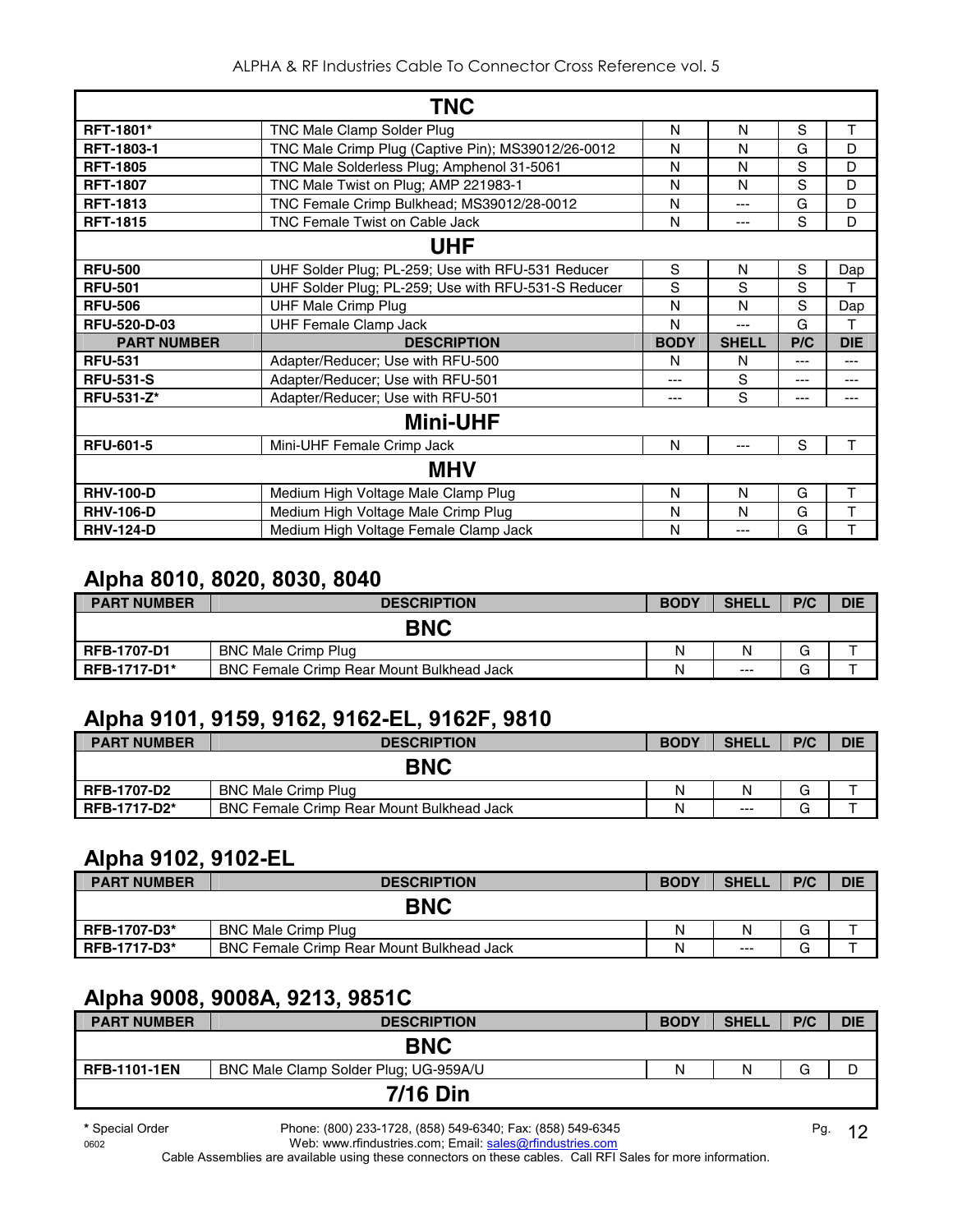| | TNC | | | | |
|---|---|---|---|---|---|
| **RFT-1801*** | TNC Male Clamp Solder Plug | N | N | S | T |
| **RFT-1803-1** | TNC Male Crimp Plug (Captive Pin); MS39012/26-0012 | N | N | G | D |
| **RFT-1805** | TNC Male Solderless Plug; Amphenol 31-5061 | N | N | S | D |
| **RFT-1807** | TNC Male Twist on Plug; AMP 221983-1 | N | N | S | D |
| **RFT-1813** | TNC Female Crimp Bulkhead; MS39012/28-0012 | N | --- | G | D |
| **RFT-1815** | TNC Female Twist on Cable Jack | N | --- | S | D |
| | **UHF** | | | | |
| **RFU-500** | UHF Solder Plug; PL-259; Use with RFU-531 Reducer | S | N | S | Dap |
| **RFU-501** | UHF Solder Plug; PL-259; Use with RFU-531-S Reducer | S | S | S | T |
| **RFU-506** | UHF Male Crimp Plug | N | N | S | Dap |
| **RFU-520-D-03** | UHF Female Clamp Jack | N | --- | G | T |
| **PART NUMBER** | **DESCRIPTION** | **BODY** | **SHELL** | **P/C** | **DIE** |
| **RFU-531** | Adapter/Reducer; Use with RFU-500 | N | N | --- | --- |
| **RFU-531-S** | Adapter/Reducer; Use with RFU-501 | --- | S | --- | --- |
| **RFU-531-Z*** | Adapter/Reducer; Use with RFU-501 | --- | S | --- | --- |
| | **Mini-UHF** | | | | |
| **RFU-601-5** | Mini-UHF Female Crimp Jack | N | --- | S | T |
| | **MHV** | | | | |
| **RHV-100-D** | Medium High Voltage Male Clamp Plug | N | N | G | T |
| **RHV-106-D** | Medium High Voltage Male Crimp Plug | N | N | G | T |
| **RHV-124-D** | Medium High Voltage Female Clamp Jack | N | --- | G | T |

## Alpha 8010, 8020, 8030, 8040

| PART NUMBER | DESCRIPTION | BODY | SHELL | P/C | DIE |
|---|---|---|---|---|---|
| | **BNC** | | | | |
| **RFB-1707-D1** | BNC Male Crimp Plug | N | N | G | T |
| **RFB-1717-D1*** | BNC Female Crimp Rear Mount Bulkhead Jack | N | --- | G | T |

## Alpha 9101, 9159, 9162, 9162-EL, 9162F, 9810

| PART NUMBER | DESCRIPTION | BODY | SHELL | P/C | DIE |
|---|---|---|---|---|---|
| | **BNC** | | | | |
| **RFB-1707-D2** | BNC Male Crimp Plug | N | N | G | T |
| **RFB-1717-D2*** | BNC Female Crimp Rear Mount Bulkhead Jack | N | --- | G | T |

## Alpha 9102, 9102-EL

| PART NUMBER | DESCRIPTION | BODY | SHELL | P/C | DIE |
|---|---|---|---|---|---|
| | **BNC** | | | | |
| **RFB-1707-D3*** | BNC Male Crimp Plug | N | N | G | T |
| **RFB-1717-D3*** | BNC Female Crimp Rear Mount Bulkhead Jack | N | --- | G | T |

## Alpha 9008, 9008A, 9213, 9851C

| PART NUMBER | DESCRIPTION | BODY | SHELL | P/C | DIE |
|---|---|---|---|---|---|
| | **BNC** | | | | |
| **RFB-1101-1EN** | BNC Male Clamp Solder Plug; UG-959A/U | N | N | G | D |
| | **7/16 Din** | | | | |

\* Special Order

Phone: (800) 233-1728, (858) 549-6340; Fax: (858) 549-6345
Web: www.rfindustries.com; Email: sales@rfindustries.com
Cable Assemblies are available using these connectors on these cables. Call RFI Sales for more information.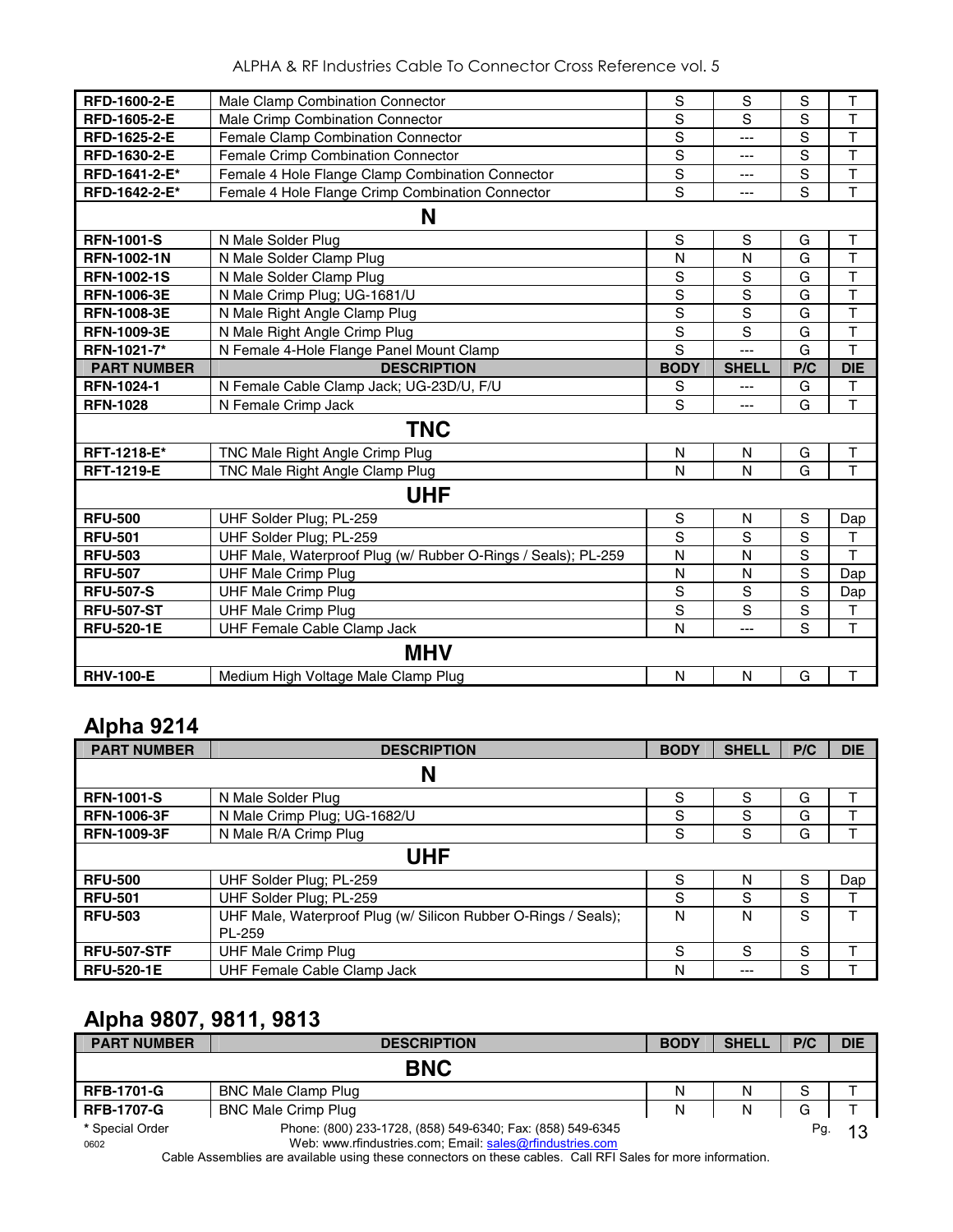| | | | | | |
|---|---|---|---|---|---|
| **RFD-1600-2-E** | Male Clamp Combination Connector | S | S | S | T |
| **RFD-1605-2-E** | Male Crimp Combination Connector | S | S | S | T |
| **RFD-1625-2-E** | Female Clamp Combination Connector | S | --- | S | T |
| **RFD-1630-2-E** | Female Crimp Combination Connector | S | --- | S | T |
| **RFD-1641-2-E*** | Female 4 Hole Flange Clamp Combination Connector | S | --- | S | T |
| **RFD-1642-2-E*** | Female 4 Hole Flange Crimp Combination Connector | S | --- | S | T |
| | **N** | | | | |
| **RFN-1001-S** | N Male Solder Plug | S | S | G | T |
| **RFN-1002-1N** | N Male Solder Clamp Plug | N | N | G | T |
| **RFN-1002-1S** | N Male Solder Clamp Plug | S | S | G | T |
| **RFN-1006-3E** | N Male Crimp Plug; UG-1681/U | S | S | G | T |
| **RFN-1008-3E** | N Male Right Angle Clamp Plug | S | S | G | T |
| **RFN-1009-3E** | N Male Right Angle Crimp Plug | S | S | G | T |
| **RFN-1021-7*** | N Female 4-Hole Flange Panel Mount Clamp | S | --- | G | T |
| **PART NUMBER** | **DESCRIPTION** | **BODY** | **SHELL** | **P/C** | **DIE** |
| **RFN-1024-1** | N Female Cable Clamp Jack; UG-23D/U, F/U | S | --- | G | T |
| **RFN-1028** | N Female Crimp Jack | S | --- | G | T |
| | **TNC** | | | | |
| **RFT-1218-E*** | TNC Male Right Angle Crimp Plug | N | N | G | T |
| **RFT-1219-E** | TNC Male Right Angle Clamp Plug | N | N | G | T |
| | **UHF** | | | | |
| **RFU-500** | UHF Solder Plug; PL-259 | S | N | S | Dap |
| **RFU-501** | UHF Solder Plug; PL-259 | S | S | S | T |
| **RFU-503** | UHF Male, Waterproof Plug (w/ Rubber O-Rings / Seals); PL-259 | N | N | S | T |
| **RFU-507** | UHF Male Crimp Plug | N | N | S | Dap |
| **RFU-507-S** | UHF Male Crimp Plug | S | S | S | Dap |
| **RFU-507-ST** | UHF Male Crimp Plug | S | S | S | T |
| **RFU-520-1E** | UHF Female Cable Clamp Jack | N | --- | S | T |
| | **MHV** | | | | |
| **RHV-100-E** | Medium High Voltage Male Clamp Plug | N | N | G | T |

## Alpha 9214

| PART NUMBER | DESCRIPTION | BODY | SHELL | P/C | DIE |
|---|---|---|---|---|---|
| | **N** | | | | |
| **RFN-1001-S** | N Male Solder Plug | S | S | G | T |
| **RFN-1006-3F** | N Male Crimp Plug; UG-1682/U | S | S | G | T |
| **RFN-1009-3F** | N Male R/A Crimp Plug | S | S | G | T |
| | **UHF** | | | | |
| **RFU-500** | UHF Solder Plug; PL-259 | S | N | S | Dap |
| **RFU-501** | UHF Solder Plug; PL-259 | S | S | S | T |
| **RFU-503** | UHF Male, Waterproof Plug (w/ Silicon Rubber O-Rings / Seals); PL-259 | N | N | S | T |
| **RFU-507-STF** | UHF Male Crimp Plug | S | S | S | T |
| **RFU-520-1E** | UHF Female Cable Clamp Jack | N | --- | S | T |

## Alpha 9807, 9811, 9813

| PART NUMBER | DESCRIPTION | BODY | SHELL | P/C | DIE |
|---|---|---|---|---|---|
| | **BNC** | | | | |
| **RFB-1701-G** | BNC Male Clamp Plug | N | N | S | T |
| **RFB-1707-G** | BNC Male Crimp Plug | N | N | G | T |

\* Special Order

Phone: (800) 233-1728, (858) 549-6340; Fax: (858) 549-6345
Web: www.rfindustries.com; Email: sales@rfindustries.com

0602

Cable Assemblies are available using these connectors on these cables. Call RFI Sales for more information.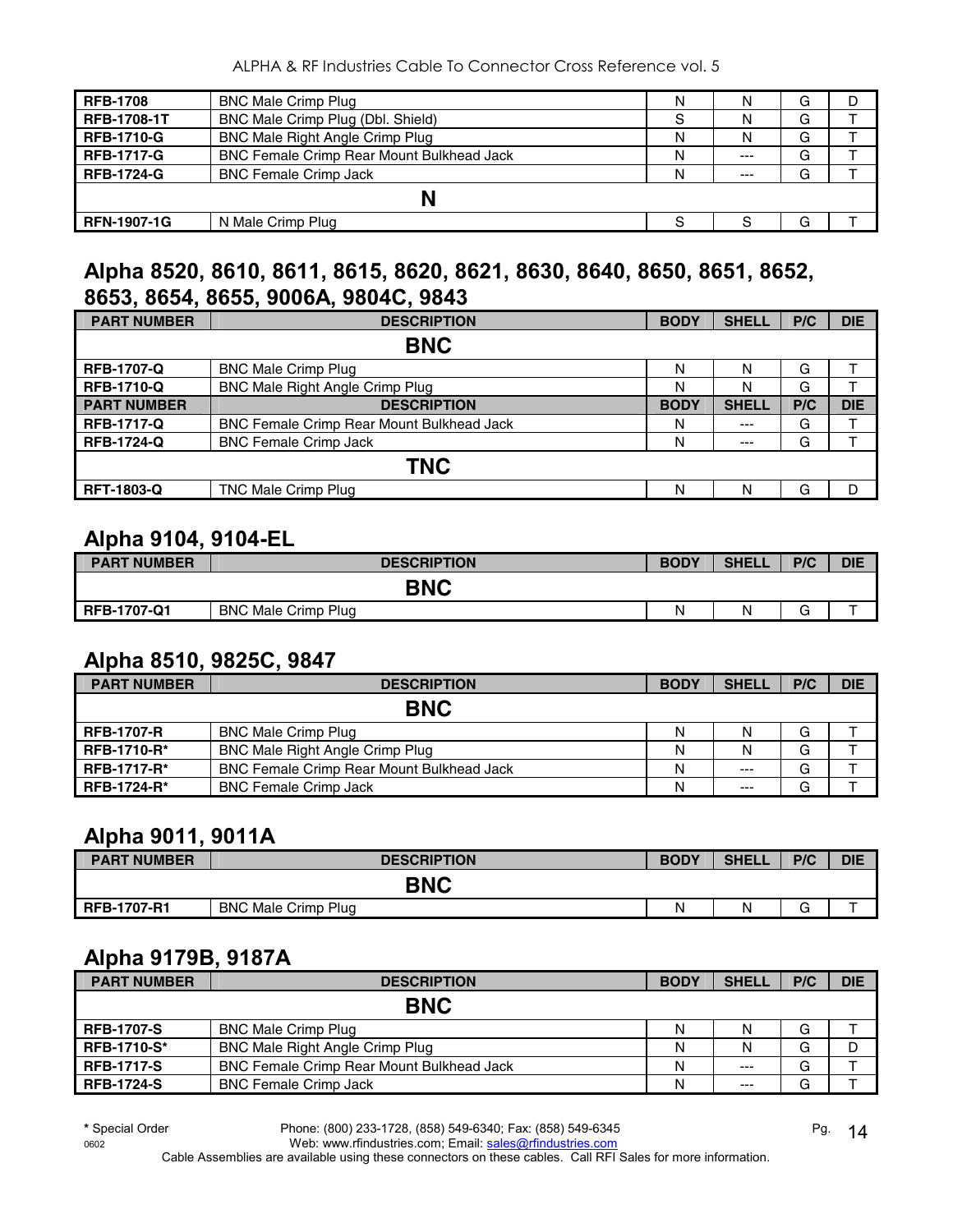| | | | | | |
|---|---|---|---|---|---|
| **RFB-1708** | BNC Male Crimp Plug | N | N | G | D |
| **RFB-1708-1T** | BNC Male Crimp Plug (Dbl. Shield) | S | N | G | T |
| **RFB-1710-G** | BNC Male Right Angle Crimp Plug | N | N | G | T |
| **RFB-1717-G** | BNC Female Crimp Rear Mount Bulkhead Jack | N | --- | G | T |
| **RFB-1724-G** | BNC Female Crimp Jack | N | --- | G | T |
| | **N** | | | | |
| **RFN-1907-1G** | N Male Crimp Plug | S | S | G | T |

## Alpha 8520, 8610, 8611, 8615, 8620, 8621, 8630, 8640, 8650, 8651, 8652, 8653, 8654, 8655, 9006A, 9804C, 9843

| PART NUMBER | DESCRIPTION | BODY | SHELL | P/C | DIE |
|---|---|---|---|---|---|
| | **BNC** | | | | |
| **RFB-1707-Q** | BNC Male Crimp Plug | N | N | G | T |
| **RFB-1710-Q** | BNC Male Right Angle Crimp Plug | N | N | G | T |
| **PART NUMBER** | **DESCRIPTION** | **BODY** | **SHELL** | **P/C** | **DIE** |
| **RFB-1717-Q** | BNC Female Crimp Rear Mount Bulkhead Jack | N | --- | G | T |
| **RFB-1724-Q** | BNC Female Crimp Jack | N | --- | G | T |
| | **TNC** | | | | |
| **RFT-1803-Q** | TNC Male Crimp Plug | N | N | G | D |

## Alpha 9104, 9104-EL

| PART NUMBER | DESCRIPTION | BODY | SHELL | P/C | DIE |
|---|---|---|---|---|---|
| | **BNC** | | | | |
| **RFB-1707-Q1** | BNC Male Crimp Plug | N | N | G | T |

## Alpha 8510, 9825C, 9847

| PART NUMBER | DESCRIPTION | BODY | SHELL | P/C | DIE |
|---|---|---|---|---|---|
| | **BNC** | | | | |
| **RFB-1707-R** | BNC Male Crimp Plug | N | N | G | T |
| **RFB-1710-R*** | BNC Male Right Angle Crimp Plug | N | N | G | T |
| **RFB-1717-R*** | BNC Female Crimp Rear Mount Bulkhead Jack | N | --- | G | T |
| **RFB-1724-R*** | BNC Female Crimp Jack | N | --- | G | T |

## Alpha 9011, 9011A

| PART NUMBER | DESCRIPTION | BODY | SHELL | P/C | DIE |
|---|---|---|---|---|---|
| | **BNC** | | | | |
| **RFB-1707-R1** | BNC Male Crimp Plug | N | N | G | T |

## Alpha 9179B, 9187A

| PART NUMBER | DESCRIPTION | BODY | SHELL | P/C | DIE |
|---|---|---|---|---|---|
| | **BNC** | | | | |
| **RFB-1707-S** | BNC Male Crimp Plug | N | N | G | T |
| **RFB-1710-S*** | BNC Male Right Angle Crimp Plug | N | N | G | D |
| **RFB-1717-S** | BNC Female Crimp Rear Mount Bulkhead Jack | N | --- | G | T |
| **RFB-1724-S** | BNC Female Crimp Jack | N | --- | G | T |

**\*** Special Order

Phone: (800) 233-1728, (858) 549-6340; Fax: (858) 549-6345
Web: www.rfindustries.com; Email: sales@rfindustries.com
Cable Assemblies are available using these connectors on these cables. Call RFI Sales for more information.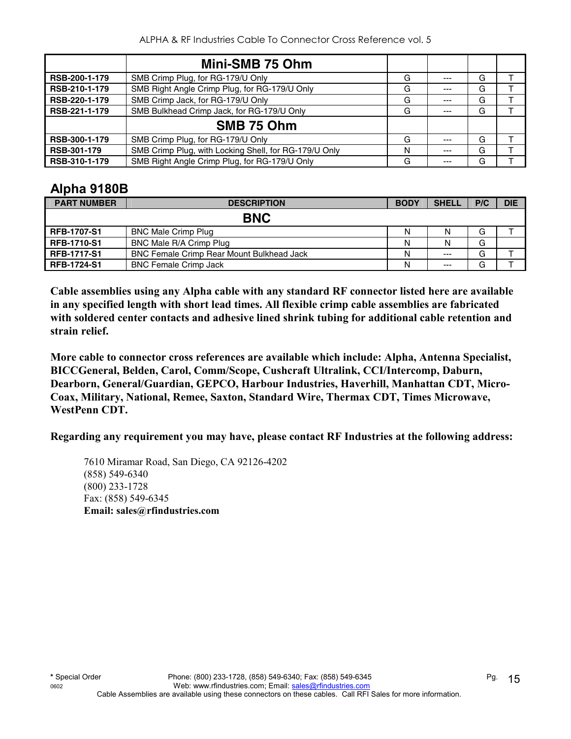| | Mini-SMB 75 Ohm | | | | |
|---|---|---|---|---|---|
| **RSB-200-1-179** | SMB Crimp Plug, for RG-179/U Only | G | --- | G | T |
| **RSB-210-1-179** | SMB Right Angle Crimp Plug, for RG-179/U Only | G | --- | G | T |
| **RSB-220-1-179** | SMB Crimp Jack, for RG-179/U Only | G | --- | G | T |
| **RSB-221-1-179** | SMB Bulkhead Crimp Jack, for RG-179/U Only | G | --- | G | T |
| | **SMB 75 Ohm** | | | | |
| **RSB-300-1-179** | SMB Crimp Plug, for RG-179/U Only | G | --- | G | T |
| **RSB-301-179** | SMB Crimp Plug, with Locking Shell, for RG-179/U Only | N | --- | G | T |
| **RSB-310-1-179** | SMB Right Angle Crimp Plug, for RG-179/U Only | G | --- | G | T |

## Alpha 9180B

| PART NUMBER | DESCRIPTION | BODY | SHELL | P/C | DIE |
|---|---|---|---|---|---|
| | **BNC** | | | | |
| **RFB-1707-S1** | BNC Male Crimp Plug | N | N | G | T |
| **RFB-1710-S1** | BNC Male R/A Crimp Plug | N | N | G | |
| **RFB-1717-S1** | BNC Female Crimp Rear Mount Bulkhead Jack | N | --- | G | T |
| **RFB-1724-S1** | BNC Female Crimp Jack | N | --- | G | T |

**Cable assemblies using any Alpha cable with any standard RF connector listed here are available in any specified length with short lead times. All flexible crimp cable assemblies are fabricated with soldered center contacts and adhesive lined shrink tubing for additional cable retention and strain relief.**

**More cable to connector cross references are available which include: Alpha, Antenna Specialist, BICCGeneral, Belden, Carol, Comm/Scope, Cushcraft Ultralink, CCI/Intercomp, Daburn, Dearborn, General/Guardian, GEPCO, Harbour Industries, Haverhill, Manhattan CDT, Micro-Coax, Military, National, Remee, Saxton, Standard Wire, Thermax CDT, Times Microwave, WestPenn CDT.**

**Regarding any requirement you may have, please contact RF Industries at the following address:**

7610 Miramar Road, San Diego, CA 92126-4202
(858) 549-6340
(800) 233-1728
Fax: (858) 549-6345
**Email: sales@rfindustries.com**

* Special Order

Cable Assemblies are available using these connectors on these cables. Call RFI Sales for more information.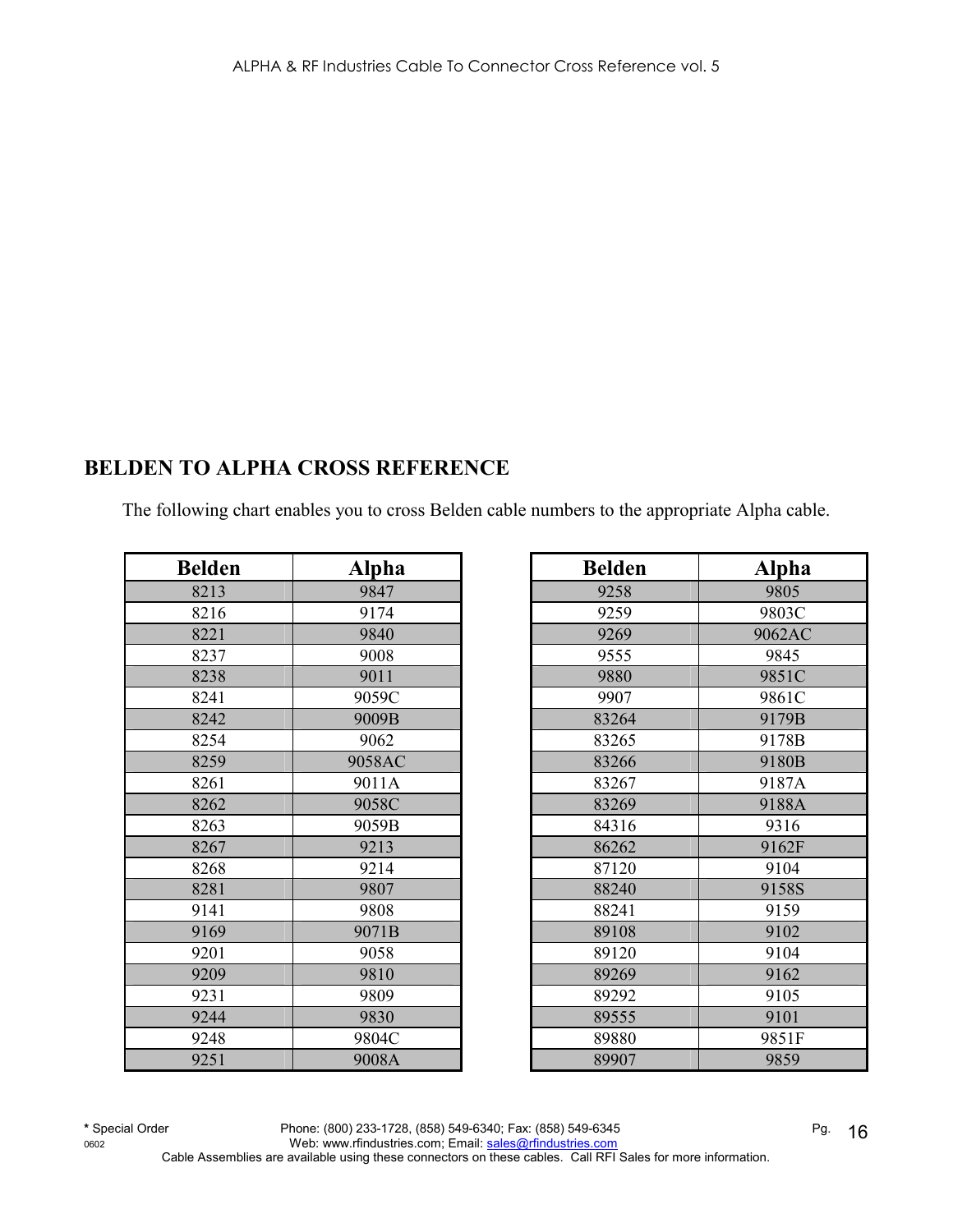## BELDEN TO ALPHA CROSS REFERENCE

The following chart enables you to cross Belden cable numbers to the appropriate Alpha cable.

| Belden | Alpha |
|---|---|
| 8213 | 9847 |
| 8216 | 9174 |
| 8221 | 9840 |
| 8237 | 9008 |
| 8238 | 9011 |
| 8241 | 9059C |
| 8242 | 9009B |
| 8254 | 9062 |
| 8259 | 9058AC |
| 8261 | 9011A |
| 8262 | 9058C |
| 8263 | 9059B |
| 8267 | 9213 |
| 8268 | 9214 |
| 8281 | 9807 |
| 9141 | 9808 |
| 9169 | 9071B |
| 9201 | 9058 |
| 9209 | 9810 |
| 9231 | 9809 |
| 9244 | 9830 |
| 9248 | 9804C |
| 9251 | 9008A |

| Belden | Alpha |
|---|---|
| 9258 | 9805 |
| 9259 | 9803C |
| 9269 | 9062AC |
| 9555 | 9845 |
| 9880 | 9851C |
| 9907 | 9861C |
| 83264 | 9179B |
| 83265 | 9178B |
| 83266 | 9180B |
| 83267 | 9187A |
| 83269 | 9188A |
| 84316 | 9316 |
| 86262 | 9162F |
| 87120 | 9104 |
| 88240 | 9158S |
| 88241 | 9159 |
| 89108 | 9102 |
| 89120 | 9104 |
| 89269 | 9162 |
| 89292 | 9105 |
| 89555 | 9101 |
| 89880 | 9851F |
| 89907 | 9859 |

* Special Order
0602

Phone: (800) 233-1728, (858) 549-6340; Fax: (858) 549-6345
Web: www.rfindustries.com; Email: sales@rfindustries.com
Cable Assemblies are available using these connectors on these cables. Call RFI Sales for more information.